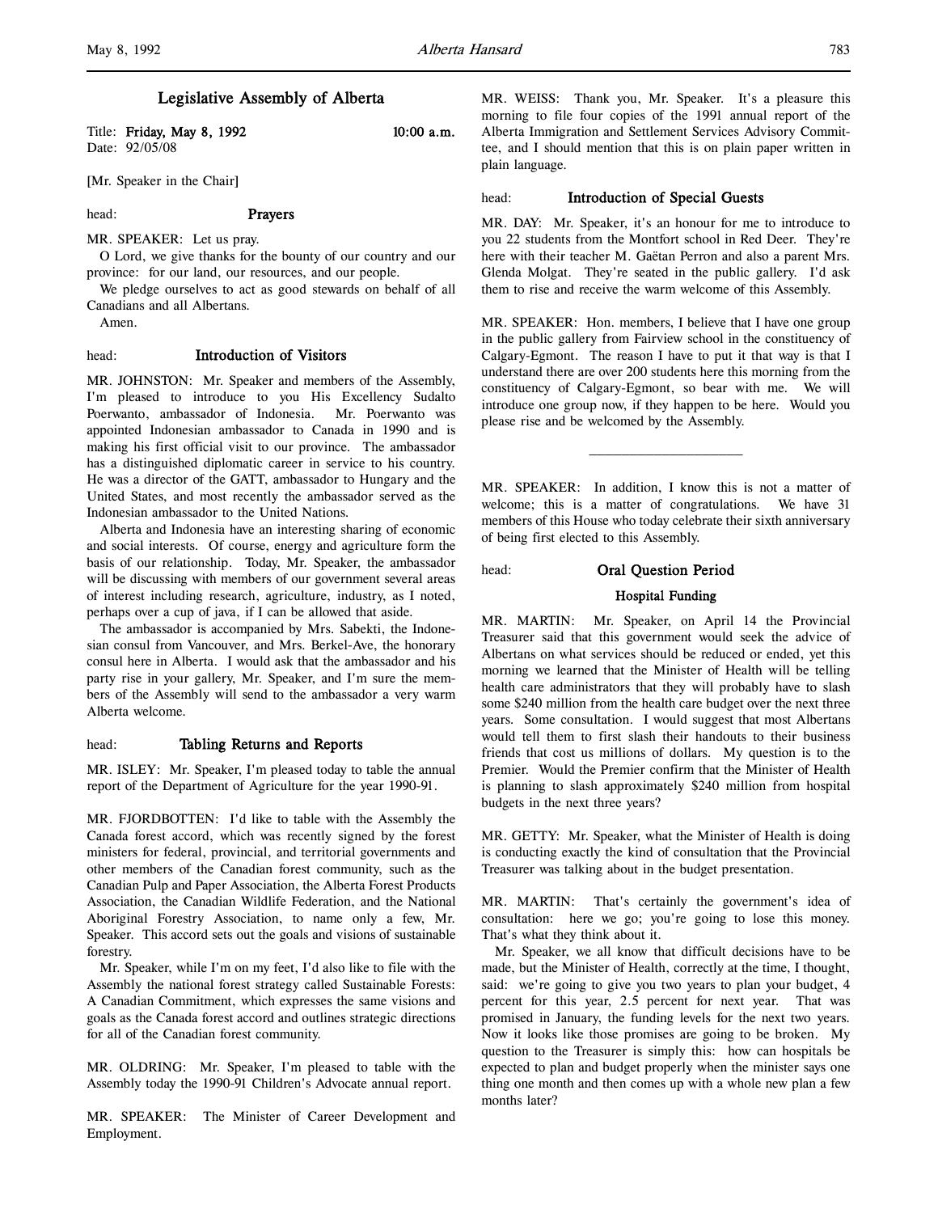# Legislative Assembly of Alberta

Title: **Friday, May 8, 1992** **10:00 a.m.**
Date: 92/05/08

[Mr. Speaker in the Chair]

head: **Prayers**

MR. SPEAKER: Let us pray.

O Lord, we give thanks for the bounty of our country and our province: for our land, our resources, and our people.

We pledge ourselves to act as good stewards on behalf of all Canadians and all Albertans.

Amen.

head: **Introduction of Visitors**

MR. JOHNSTON: Mr. Speaker and members of the Assembly, I'm pleased to introduce to you His Excellency Sudalto Poerwanto, ambassador of Indonesia. Mr. Poerwanto was appointed Indonesian ambassador to Canada in 1990 and is making his first official visit to our province. The ambassador has a distinguished diplomatic career in service to his country. He was a director of the GATT, ambassador to Hungary and the United States, and most recently the ambassador served as the Indonesian ambassador to the United Nations.

Alberta and Indonesia have an interesting sharing of economic and social interests. Of course, energy and agriculture form the basis of our relationship. Today, Mr. Speaker, the ambassador will be discussing with members of our government several areas of interest including research, agriculture, industry, as I noted, perhaps over a cup of java, if I can be allowed that aside.

The ambassador is accompanied by Mrs. Sabekti, the Indonesian consul from Vancouver, and Mrs. Berkel-Ave, the honorary consul here in Alberta. I would ask that the ambassador and his party rise in your gallery, Mr. Speaker, and I'm sure the members of the Assembly will send to the ambassador a very warm Alberta welcome.

head: **Tabling Returns and Reports**

MR. ISLEY: Mr. Speaker, I'm pleased today to table the annual report of the Department of Agriculture for the year 1990-91.

MR. FJORDBOTTEN: I'd like to table with the Assembly the Canada forest accord, which was recently signed by the forest ministers for federal, provincial, and territorial governments and other members of the Canadian forest community, such as the Canadian Pulp and Paper Association, the Alberta Forest Products Association, the Canadian Wildlife Federation, and the National Aboriginal Forestry Association, to name only a few, Mr. Speaker. This accord sets out the goals and visions of sustainable forestry.

Mr. Speaker, while I'm on my feet, I'd also like to file with the Assembly the national forest strategy called Sustainable Forests: A Canadian Commitment, which expresses the same visions and goals as the Canada forest accord and outlines strategic directions for all of the Canadian forest community.

MR. OLDRING: Mr. Speaker, I'm pleased to table with the Assembly today the 1990-91 Children's Advocate annual report.

MR. SPEAKER: The Minister of Career Development and Employment.

MR. WEISS: Thank you, Mr. Speaker. It's a pleasure this morning to file four copies of the 1991 annual report of the Alberta Immigration and Settlement Services Advisory Committee, and I should mention that this is on plain paper written in plain language.

head: **Introduction of Special Guests**

MR. DAY: Mr. Speaker, it's an honour for me to introduce to you 22 students from the Montfort school in Red Deer. They're here with their teacher M. Gaëtan Perron and also a parent Mrs. Glenda Molgat. They're seated in the public gallery. I'd ask them to rise and receive the warm welcome of this Assembly.

MR. SPEAKER: Hon. members, I believe that I have one group in the public gallery from Fairview school in the constituency of Calgary-Egmont. The reason I have to put it that way is that I understand there are over 200 students here this morning from the constituency of Calgary-Egmont, so bear with me. We will introduce one group now, if they happen to be here. Would you please rise and be welcomed by the Assembly.

---

MR. SPEAKER: In addition, I know this is not a matter of welcome; this is a matter of congratulations. We have 31 members of this House who today celebrate their sixth anniversary of being first elected to this Assembly.

head: **Oral Question Period**

### Hospital Funding

MR. MARTIN: Mr. Speaker, on April 14 the Provincial Treasurer said that this government would seek the advice of Albertans on what services should be reduced or ended, yet this morning we learned that the Minister of Health will be telling health care administrators that they will probably have to slash some $240 million from the health care budget over the next three years. Some consultation. I would suggest that most Albertans would tell them to first slash their handouts to their business friends that cost us millions of dollars. My question is to the Premier. Would the Premier confirm that the Minister of Health is planning to slash approximately $240 million from hospital budgets in the next three years?

MR. GETTY: Mr. Speaker, what the Minister of Health is doing is conducting exactly the kind of consultation that the Provincial Treasurer was talking about in the budget presentation.

MR. MARTIN: That's certainly the government's idea of consultation: here we go; you're going to lose this money. That's what they think about it.

Mr. Speaker, we all know that difficult decisions have to be made, but the Minister of Health, correctly at the time, I thought, said: we're going to give you two years to plan your budget, 4 percent for this year, 2.5 percent for next year. That was promised in January, the funding levels for the next two years. Now it looks like those promises are going to be broken. My question to the Treasurer is simply this: how can hospitals be expected to plan and budget properly when the minister says one thing one month and then comes up with a whole new plan a few months later?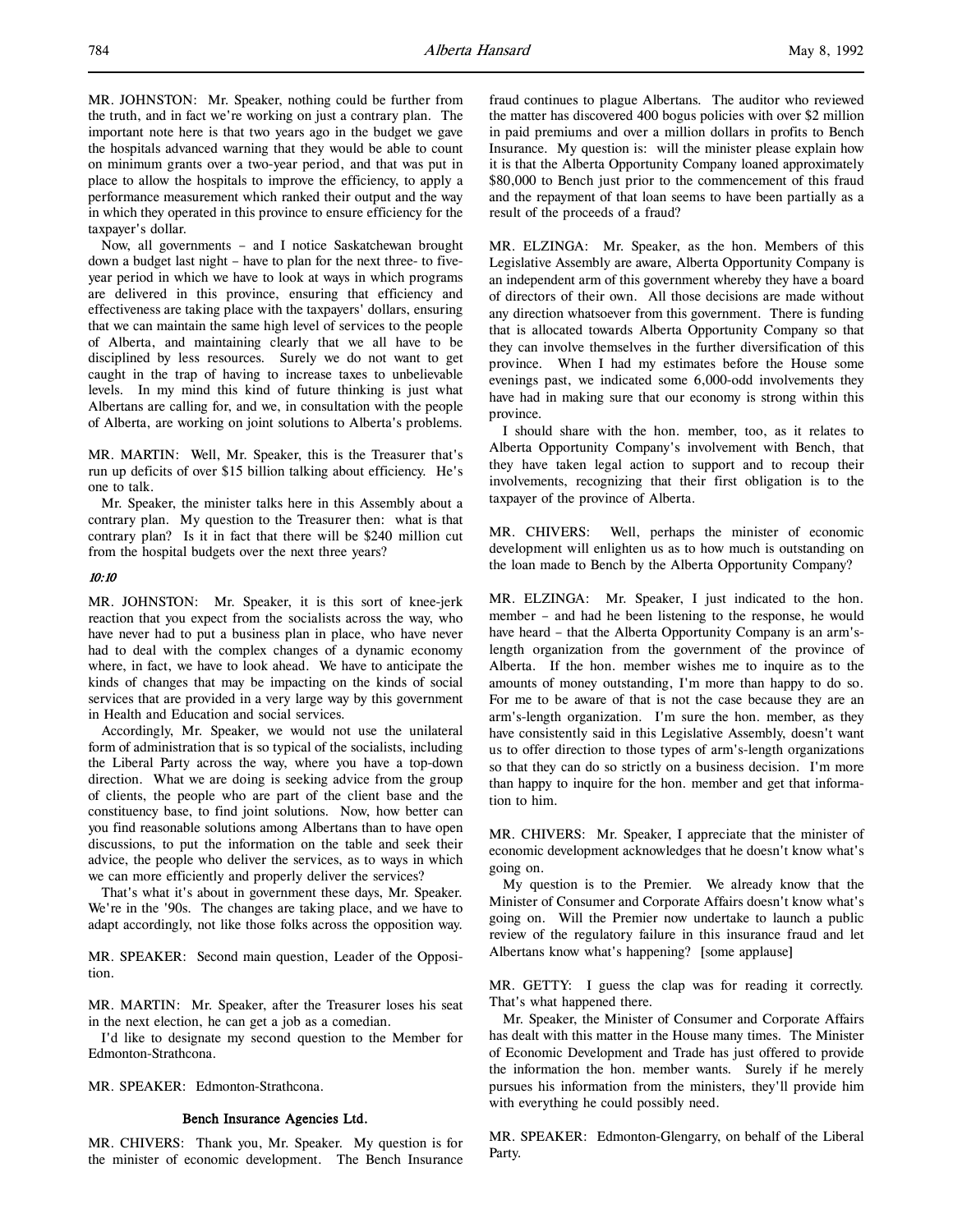MR. JOHNSTON: Mr. Speaker, nothing could be further from the truth, and in fact we're working on just a contrary plan. The important note here is that two years ago in the budget we gave the hospitals advanced warning that they would be able to count on minimum grants over a two-year period, and that was put in place to allow the hospitals to improve the efficiency, to apply a performance measurement which ranked their output and the way in which they operated in this province to ensure efficiency for the taxpayer's dollar.

Now, all governments – and I notice Saskatchewan brought down a budget last night – have to plan for the next three- to five-year period in which we have to look at ways in which programs are delivered in this province, ensuring that efficiency and effectiveness are taking place with the taxpayers' dollars, ensuring that we can maintain the same high level of services to the people of Alberta, and maintaining clearly that we all have to be disciplined by less resources. Surely we do not want to get caught in the trap of having to increase taxes to unbelievable levels. In my mind this kind of future thinking is just what Albertans are calling for, and we, in consultation with the people of Alberta, are working on joint solutions to Alberta's problems.

MR. MARTIN: Well, Mr. Speaker, this is the Treasurer that's run up deficits of over $15 billion talking about efficiency. He's one to talk.

Mr. Speaker, the minister talks here in this Assembly about a contrary plan. My question to the Treasurer then: what is that contrary plan? Is it in fact that there will be $240 million cut from the hospital budgets over the next three years?

*10:10*

MR. JOHNSTON: Mr. Speaker, it is this sort of knee-jerk reaction that you expect from the socialists across the way, who have never had to put a business plan in place, who have never had to deal with the complex changes of a dynamic economy where, in fact, we have to look ahead. We have to anticipate the kinds of changes that may be impacting on the kinds of social services that are provided in a very large way by this government in Health and Education and social services.

Accordingly, Mr. Speaker, we would not use the unilateral form of administration that is so typical of the socialists, including the Liberal Party across the way, where you have a top-down direction. What we are doing is seeking advice from the group of clients, the people who are part of the client base and the constituency base, to find joint solutions. Now, how better can you find reasonable solutions among Albertans than to have open discussions, to put the information on the table and seek their advice, the people who deliver the services, as to ways in which we can more efficiently and properly deliver the services?

That's what it's about in government these days, Mr. Speaker. We're in the '90s. The changes are taking place, and we have to adapt accordingly, not like those folks across the opposition way.

MR. SPEAKER: Second main question, Leader of the Opposition.

MR. MARTIN: Mr. Speaker, after the Treasurer loses his seat in the next election, he can get a job as a comedian.

I'd like to designate my second question to the Member for Edmonton-Strathcona.

MR. SPEAKER: Edmonton-Strathcona.

### Bench Insurance Agencies Ltd.

MR. CHIVERS: Thank you, Mr. Speaker. My question is for the minister of economic development. The Bench Insurance fraud continues to plague Albertans. The auditor who reviewed the matter has discovered 400 bogus policies with over $2 million in paid premiums and over a million dollars in profits to Bench Insurance. My question is: will the minister please explain how it is that the Alberta Opportunity Company loaned approximately $80,000 to Bench just prior to the commencement of this fraud and the repayment of that loan seems to have been partially as a result of the proceeds of a fraud?

MR. ELZINGA: Mr. Speaker, as the hon. Members of this Legislative Assembly are aware, Alberta Opportunity Company is an independent arm of this government whereby they have a board of directors of their own. All those decisions are made without any direction whatsoever from this government. There is funding that is allocated towards Alberta Opportunity Company so that they can involve themselves in the further diversification of this province. When I had my estimates before the House some evenings past, we indicated some 6,000-odd involvements they have had in making sure that our economy is strong within this province.

I should share with the hon. member, too, as it relates to Alberta Opportunity Company's involvement with Bench, that they have taken legal action to support and to recoup their involvements, recognizing that their first obligation is to the taxpayer of the province of Alberta.

MR. CHIVERS: Well, perhaps the minister of economic development will enlighten us as to how much is outstanding on the loan made to Bench by the Alberta Opportunity Company?

MR. ELZINGA: Mr. Speaker, I just indicated to the hon. member – and had he been listening to the response, he would have heard – that the Alberta Opportunity Company is an arm's-length organization from the government of the province of Alberta. If the hon. member wishes me to inquire as to the amounts of money outstanding, I'm more than happy to do so. For me to be aware of that is not the case because they are an arm's-length organization. I'm sure the hon. member, as they have consistently said in this Legislative Assembly, doesn't want us to offer direction to those types of arm's-length organizations so that they can do so strictly on a business decision. I'm more than happy to inquire for the hon. member and get that information to him.

MR. CHIVERS: Mr. Speaker, I appreciate that the minister of economic development acknowledges that he doesn't know what's going on.

My question is to the Premier. We already know that the Minister of Consumer and Corporate Affairs doesn't know what's going on. Will the Premier now undertake to launch a public review of the regulatory failure in this insurance fraud and let Albertans know what's happening? [some applause]

MR. GETTY: I guess the clap was for reading it correctly. That's what happened there.

Mr. Speaker, the Minister of Consumer and Corporate Affairs has dealt with this matter in the House many times. The Minister of Economic Development and Trade has just offered to provide the information the hon. member wants. Surely if he merely pursues his information from the ministers, they'll provide him with everything he could possibly need.

MR. SPEAKER: Edmonton-Glengarry, on behalf of the Liberal Party.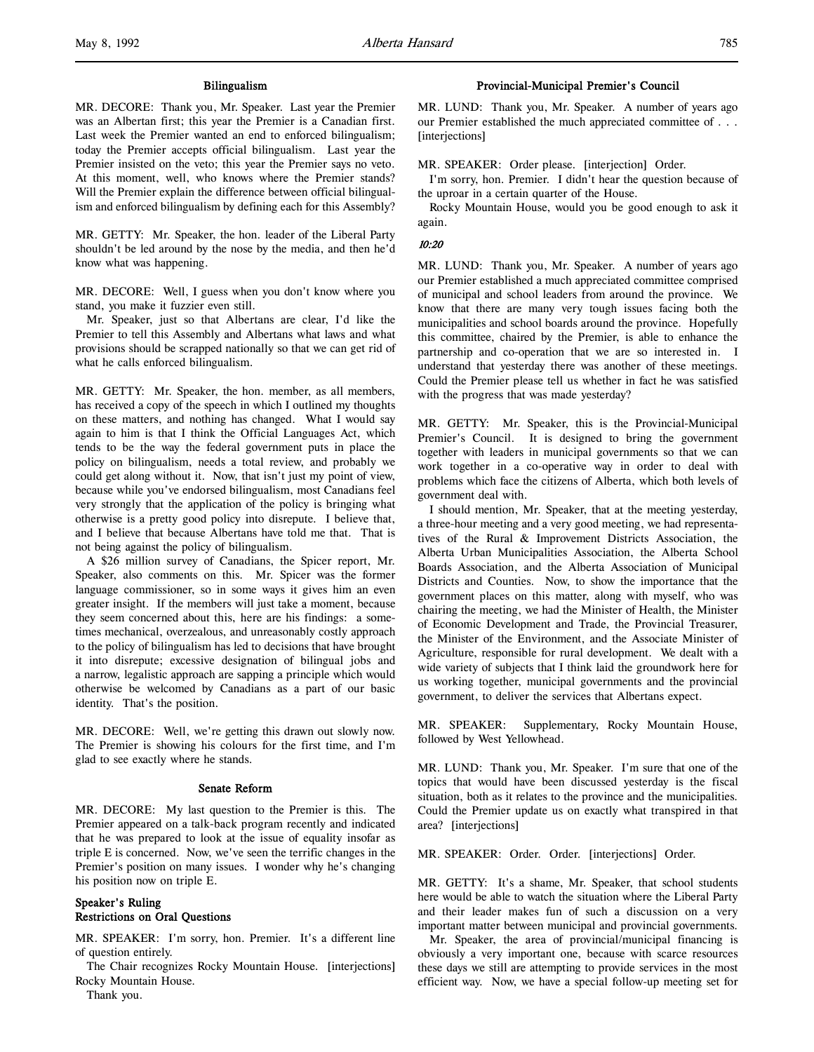### Bilingualism

MR. DECORE: Thank you, Mr. Speaker. Last year the Premier was an Albertan first; this year the Premier is a Canadian first. Last week the Premier wanted an end to enforced bilingualism; today the Premier accepts official bilingualism. Last year the Premier insisted on the veto; this year the Premier says no veto. At this moment, well, who knows where the Premier stands? Will the Premier explain the difference between official bilingualism and enforced bilingualism by defining each for this Assembly?

MR. GETTY: Mr. Speaker, the hon. leader of the Liberal Party shouldn't be led around by the nose by the media, and then he'd know what was happening.

MR. DECORE: Well, I guess when you don't know where you stand, you make it fuzzier even still.

Mr. Speaker, just so that Albertans are clear, I'd like the Premier to tell this Assembly and Albertans what laws and what provisions should be scrapped nationally so that we can get rid of what he calls enforced bilingualism.

MR. GETTY: Mr. Speaker, the hon. member, as all members, has received a copy of the speech in which I outlined my thoughts on these matters, and nothing has changed. What I would say again to him is that I think the Official Languages Act, which tends to be the way the federal government puts in place the policy on bilingualism, needs a total review, and probably we could get along without it. Now, that isn't just my point of view, because while you've endorsed bilingualism, most Canadians feel very strongly that the application of the policy is bringing what otherwise is a pretty good policy into disrepute. I believe that, and I believe that because Albertans have told me that. That is not being against the policy of bilingualism.

A $26 million survey of Canadians, the Spicer report, Mr. Speaker, also comments on this. Mr. Spicer was the former language commissioner, so in some ways it gives him an even greater insight. If the members will just take a moment, because they seem concerned about this, here are his findings: a sometimes mechanical, overzealous, and unreasonably costly approach to the policy of bilingualism has led to decisions that have brought it into disrepute; excessive designation of bilingual jobs and a narrow, legalistic approach are sapping a principle which would otherwise be welcomed by Canadians as a part of our basic identity. That's the position.

MR. DECORE: Well, we're getting this drawn out slowly now. The Premier is showing his colours for the first time, and I'm glad to see exactly where he stands.

### Senate Reform

MR. DECORE: My last question to the Premier is this. The Premier appeared on a talk-back program recently and indicated that he was prepared to look at the issue of equality insofar as triple E is concerned. Now, we've seen the terrific changes in the Premier's position on many issues. I wonder why he's changing his position now on triple E.

### Speaker's Ruling
### Restrictions on Oral Questions

MR. SPEAKER: I'm sorry, hon. Premier. It's a different line of question entirely.

The Chair recognizes Rocky Mountain House. [interjections] Rocky Mountain House.

Thank you.

### Provincial-Municipal Premier's Council

MR. LUND: Thank you, Mr. Speaker. A number of years ago our Premier established the much appreciated committee of . . . [interjections]

MR. SPEAKER: Order please. [interjection] Order.

I'm sorry, hon. Premier. I didn't hear the question because of the uproar in a certain quarter of the House.

Rocky Mountain House, would you be good enough to ask it again.

*10:20*

MR. LUND: Thank you, Mr. Speaker. A number of years ago our Premier established a much appreciated committee comprised of municipal and school leaders from around the province. We know that there are many very tough issues facing both the municipalities and school boards around the province. Hopefully this committee, chaired by the Premier, is able to enhance the partnership and co-operation that we are so interested in. I understand that yesterday there was another of these meetings. Could the Premier please tell us whether in fact he was satisfied with the progress that was made yesterday?

MR. GETTY: Mr. Speaker, this is the Provincial-Municipal Premier's Council. It is designed to bring the government together with leaders in municipal governments so that we can work together in a co-operative way in order to deal with problems which face the citizens of Alberta, which both levels of government deal with.

I should mention, Mr. Speaker, that at the meeting yesterday, a three-hour meeting and a very good meeting, we had representatives of the Rural & Improvement Districts Association, the Alberta Urban Municipalities Association, the Alberta School Boards Association, and the Alberta Association of Municipal Districts and Counties. Now, to show the importance that the government places on this matter, along with myself, who was chairing the meeting, we had the Minister of Health, the Minister of Economic Development and Trade, the Provincial Treasurer, the Minister of the Environment, and the Associate Minister of Agriculture, responsible for rural development. We dealt with a wide variety of subjects that I think laid the groundwork here for us working together, municipal governments and the provincial government, to deliver the services that Albertans expect.

MR. SPEAKER: Supplementary, Rocky Mountain House, followed by West Yellowhead.

MR. LUND: Thank you, Mr. Speaker. I'm sure that one of the topics that would have been discussed yesterday is the fiscal situation, both as it relates to the province and the municipalities. Could the Premier update us on exactly what transpired in that area? [interjections]

MR. SPEAKER: Order. Order. [interjections] Order.

MR. GETTY: It's a shame, Mr. Speaker, that school students here would be able to watch the situation where the Liberal Party and their leader makes fun of such a discussion on a very important matter between municipal and provincial governments.

Mr. Speaker, the area of provincial/municipal financing is obviously a very important one, because with scarce resources these days we still are attempting to provide services in the most efficient way. Now, we have a special follow-up meeting set for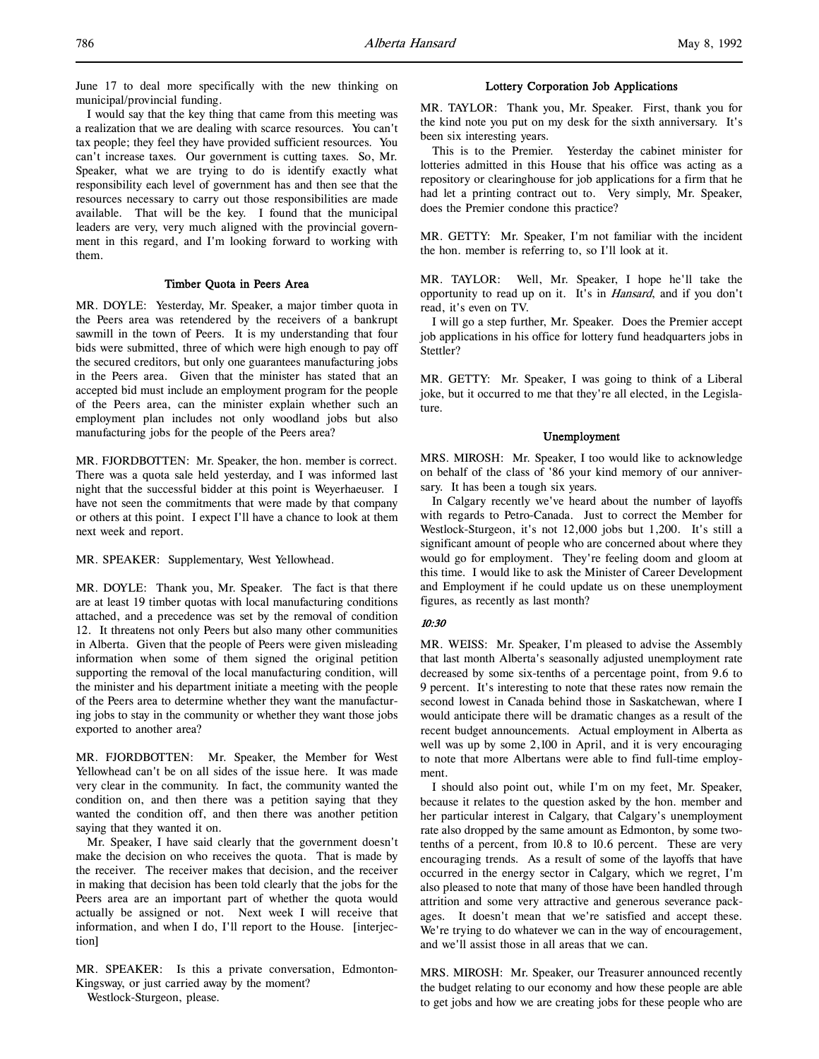June 17 to deal more specifically with the new thinking on municipal/provincial funding.

I would say that the key thing that came from this meeting was a realization that we are dealing with scarce resources. You can't tax people; they feel they have provided sufficient resources. You can't increase taxes. Our government is cutting taxes. So, Mr. Speaker, what we are trying to do is identify exactly what responsibility each level of government has and then see that the resources necessary to carry out those responsibilities are made available. That will be the key. I found that the municipal leaders are very, very much aligned with the provincial government in this regard, and I'm looking forward to working with them.

### Timber Quota in Peers Area

MR. DOYLE: Yesterday, Mr. Speaker, a major timber quota in the Peers area was retendered by the receivers of a bankrupt sawmill in the town of Peers. It is my understanding that four bids were submitted, three of which were high enough to pay off the secured creditors, but only one guarantees manufacturing jobs in the Peers area. Given that the minister has stated that an accepted bid must include an employment program for the people of the Peers area, can the minister explain whether such an employment plan includes not only woodland jobs but also manufacturing jobs for the people of the Peers area?

MR. FJORDBOTTEN: Mr. Speaker, the hon. member is correct. There was a quota sale held yesterday, and I was informed last night that the successful bidder at this point is Weyerhaeuser. I have not seen the commitments that were made by that company or others at this point. I expect I'll have a chance to look at them next week and report.

MR. SPEAKER: Supplementary, West Yellowhead.

MR. DOYLE: Thank you, Mr. Speaker. The fact is that there are at least 19 timber quotas with local manufacturing conditions attached, and a precedence was set by the removal of condition 12. It threatens not only Peers but also many other communities in Alberta. Given that the people of Peers were given misleading information when some of them signed the original petition supporting the removal of the local manufacturing condition, will the minister and his department initiate a meeting with the people of the Peers area to determine whether they want the manufacturing jobs to stay in the community or whether they want those jobs exported to another area?

MR. FJORDBOTTEN: Mr. Speaker, the Member for West Yellowhead can't be on all sides of the issue here. It was made very clear in the community. In fact, the community wanted the condition on, and then there was a petition saying that they wanted the condition off, and then there was another petition saying that they wanted it on.

Mr. Speaker, I have said clearly that the government doesn't make the decision on who receives the quota. That is made by the receiver. The receiver makes that decision, and the receiver in making that decision has been told clearly that the jobs for the Peers area are an important part of whether the quota would actually be assigned or not. Next week I will receive that information, and when I do, I'll report to the House. [interjection]

MR. SPEAKER: Is this a private conversation, Edmonton-Kingsway, or just carried away by the moment?

Westlock-Sturgeon, please.

### Lottery Corporation Job Applications

MR. TAYLOR: Thank you, Mr. Speaker. First, thank you for the kind note you put on my desk for the sixth anniversary. It's been six interesting years.

This is to the Premier. Yesterday the cabinet minister for lotteries admitted in this House that his office was acting as a repository or clearinghouse for job applications for a firm that he had let a printing contract out to. Very simply, Mr. Speaker, does the Premier condone this practice?

MR. GETTY: Mr. Speaker, I'm not familiar with the incident the hon. member is referring to, so I'll look at it.

MR. TAYLOR: Well, Mr. Speaker, I hope he'll take the opportunity to read up on it. It's in *Hansard*, and if you don't read, it's even on TV.

I will go a step further, Mr. Speaker. Does the Premier accept job applications in his office for lottery fund headquarters jobs in Stettler?

MR. GETTY: Mr. Speaker, I was going to think of a Liberal joke, but it occurred to me that they're all elected, in the Legislature.

### Unemployment

MRS. MIROSH: Mr. Speaker, I too would like to acknowledge on behalf of the class of '86 your kind memory of our anniversary. It has been a tough six years.

In Calgary recently we've heard about the number of layoffs with regards to Petro-Canada. Just to correct the Member for Westlock-Sturgeon, it's not 12,000 jobs but 1,200. It's still a significant amount of people who are concerned about where they would go for employment. They're feeling doom and gloom at this time. I would like to ask the Minister of Career Development and Employment if he could update us on these unemployment figures, as recently as last month?

*10:30*

MR. WEISS: Mr. Speaker, I'm pleased to advise the Assembly that last month Alberta's seasonally adjusted unemployment rate decreased by some six-tenths of a percentage point, from 9.6 to 9 percent. It's interesting to note that these rates now remain the second lowest in Canada behind those in Saskatchewan, where I would anticipate there will be dramatic changes as a result of the recent budget announcements. Actual employment in Alberta as well was up by some 2,100 in April, and it is very encouraging to note that more Albertans were able to find full-time employment.

I should also point out, while I'm on my feet, Mr. Speaker, because it relates to the question asked by the hon. member and her particular interest in Calgary, that Calgary's unemployment rate also dropped by the same amount as Edmonton, by some two-tenths of a percent, from 10.8 to 10.6 percent. These are very encouraging trends. As a result of some of the layoffs that have occurred in the energy sector in Calgary, which we regret, I'm also pleased to note that many of those have been handled through attrition and some very attractive and generous severance packages. It doesn't mean that we're satisfied and accept these. We're trying to do whatever we can in the way of encouragement, and we'll assist those in all areas that we can.

MRS. MIROSH: Mr. Speaker, our Treasurer announced recently the budget relating to our economy and how these people are able to get jobs and how we are creating jobs for these people who are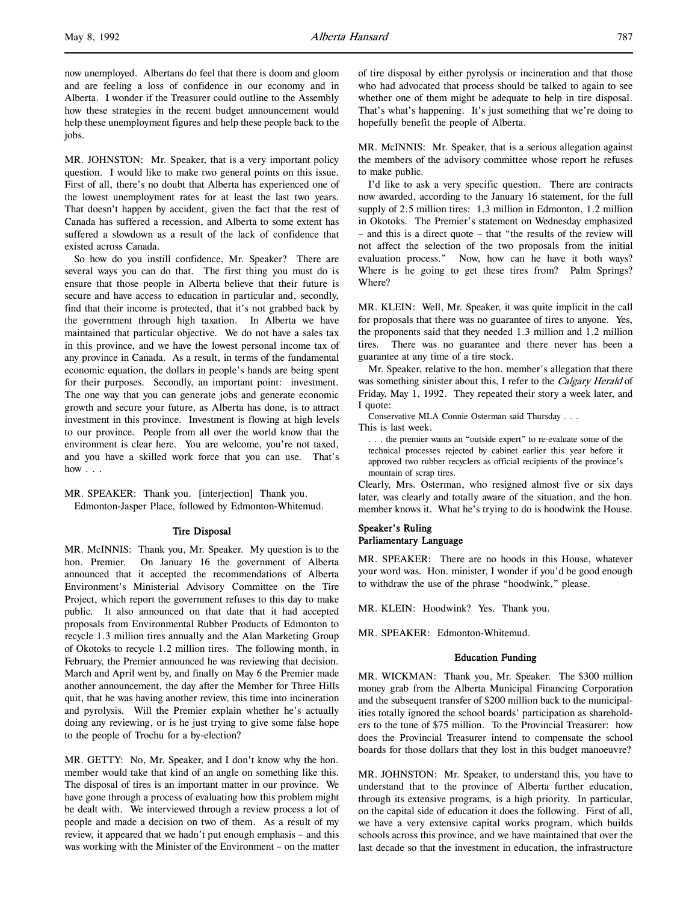now unemployed. Albertans do feel that there is doom and gloom and are feeling a loss of confidence in our economy and in Alberta. I wonder if the Treasurer could outline to the Assembly how these strategies in the recent budget announcement would help these unemployment figures and help these people back to the jobs.

MR. JOHNSTON: Mr. Speaker, that is a very important policy question. I would like to make two general points on this issue. First of all, there's no doubt that Alberta has experienced one of the lowest unemployment rates for at least the last two years. That doesn't happen by accident, given the fact that the rest of Canada has suffered a recession, and Alberta to some extent has suffered a slowdown as a result of the lack of confidence that existed across Canada.

So how do you instill confidence, Mr. Speaker? There are several ways you can do that. The first thing you must do is ensure that those people in Alberta believe that their future is secure and have access to education in particular and, secondly, find that their income is protected, that it's not grabbed back by the government through high taxation. In Alberta we have maintained that particular objective. We do not have a sales tax in this province, and we have the lowest personal income tax of any province in Canada. As a result, in terms of the fundamental economic equation, the dollars in people's hands are being spent for their purposes. Secondly, an important point: investment. The one way that you can generate jobs and generate economic growth and secure your future, as Alberta has done, is to attract investment in this province. Investment is flowing at high levels to our province. People from all over the world know that the environment is clear here. You are welcome, you're not taxed, and you have a skilled work force that you can use. That's how . . .

MR. SPEAKER: Thank you. [interjection] Thank you.

Edmonton-Jasper Place, followed by Edmonton-Whitemud.

### Tire Disposal

MR. McINNIS: Thank you, Mr. Speaker. My question is to the hon. Premier. On January 16 the government of Alberta announced that it accepted the recommendations of Alberta Environment's Ministerial Advisory Committee on the Tire Project, which report the government refuses to this day to make public. It also announced on that date that it had accepted proposals from Environmental Rubber Products of Edmonton to recycle 1.3 million tires annually and the Alan Marketing Group of Okotoks to recycle 1.2 million tires. The following month, in February, the Premier announced he was reviewing that decision. March and April went by, and finally on May 6 the Premier made another announcement, the day after the Member for Three Hills quit, that he was having another review, this time into incineration and pyrolysis. Will the Premier explain whether he's actually doing any reviewing, or is he just trying to give some false hope to the people of Trochu for a by-election?

MR. GETTY: No, Mr. Speaker, and I don't know why the hon. member would take that kind of an angle on something like this. The disposal of tires is an important matter in our province. We have gone through a process of evaluating how this problem might be dealt with. We interviewed through a review process a lot of people and made a decision on two of them. As a result of my review, it appeared that we hadn't put enough emphasis – and this was working with the Minister of the Environment – on the matter of tire disposal by either pyrolysis or incineration and that those who had advocated that process should be talked to again to see whether one of them might be adequate to help in tire disposal. That's what's happening. It's just something that we're doing to hopefully benefit the people of Alberta.

MR. McINNIS: Mr. Speaker, that is a serious allegation against the members of the advisory committee whose report he refuses to make public.

I'd like to ask a very specific question. There are contracts now awarded, according to the January 16 statement, for the full supply of 2.5 million tires: 1.3 million in Edmonton, 1.2 million in Okotoks. The Premier's statement on Wednesday emphasized – and this is a direct quote – that "the results of the review will not affect the selection of the two proposals from the initial evaluation process." Now, how can he have it both ways? Where is he going to get these tires from? Palm Springs? Where?

MR. KLEIN: Well, Mr. Speaker, it was quite implicit in the call for proposals that there was no guarantee of tires to anyone. Yes, the proponents said that they needed 1.3 million and 1.2 million tires. There was no guarantee and there never has been a guarantee at any time of a tire stock.

Mr. Speaker, relative to the hon. member's allegation that there was something sinister about this, I refer to the *Calgary Herald* of Friday, May 1, 1992. They repeated their story a week later, and I quote:

> Conservative MLA Connie Osterman said Thursday . . .

This is last week.

> . . . the premier wants an "outside expert" to re-evaluate some of the technical processes rejected by cabinet earlier this year before it approved two rubber recyclers as official recipients of the province's mountain of scrap tires.

Clearly, Mrs. Osterman, who resigned almost five or six days later, was clearly and totally aware of the situation, and the hon. member knows it. What he's trying to do is hoodwink the House.

### Speaker's Ruling
### Parliamentary Language

MR. SPEAKER: There are no hoods in this House, whatever your word was. Hon. minister, I wonder if you'd be good enough to withdraw the use of the phrase "hoodwink," please.

MR. KLEIN: Hoodwink? Yes. Thank you.

MR. SPEAKER: Edmonton-Whitemud.

### Education Funding

MR. WICKMAN: Thank you, Mr. Speaker. The $300 million money grab from the Alberta Municipal Financing Corporation and the subsequent transfer of $200 million back to the municipalities totally ignored the school boards' participation as shareholders to the tune of $75 million. To the Provincial Treasurer: how does the Provincial Treasurer intend to compensate the school boards for those dollars that they lost in this budget manoeuvre?

MR. JOHNSTON: Mr. Speaker, to understand this, you have to understand that to the province of Alberta further education, through its extensive programs, is a high priority. In particular, on the capital side of education it does the following. First of all, we have a very extensive capital works program, which builds schools across this province, and we have maintained that over the last decade so that the investment in education, the infrastructure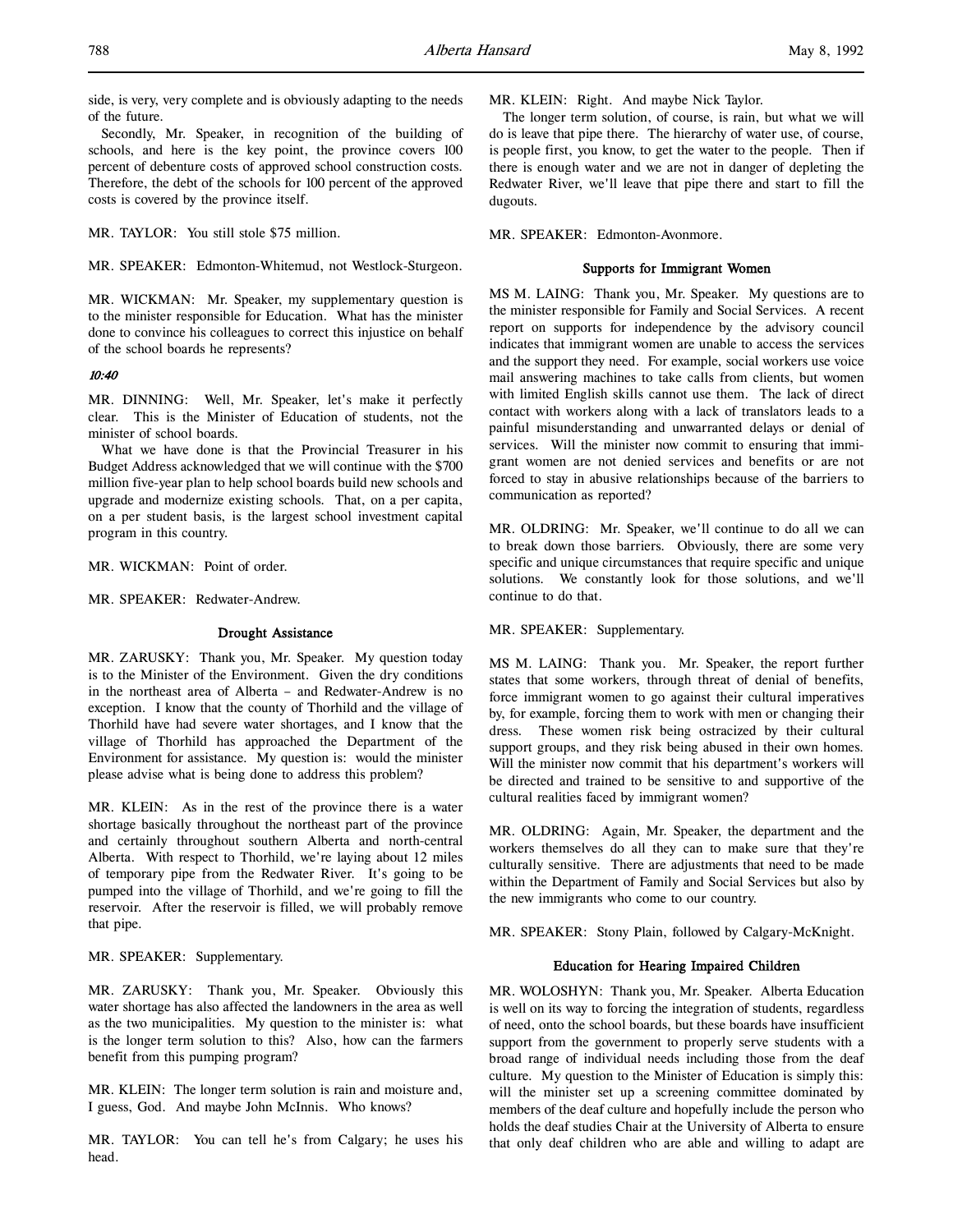side, is very, very complete and is obviously adapting to the needs of the future.

Secondly, Mr. Speaker, in recognition of the building of schools, and here is the key point, the province covers 100 percent of debenture costs of approved school construction costs. Therefore, the debt of the schools for 100 percent of the approved costs is covered by the province itself.

MR. TAYLOR: You still stole $75 million.

MR. SPEAKER: Edmonton-Whitemud, not Westlock-Sturgeon.

MR. WICKMAN: Mr. Speaker, my supplementary question is to the minister responsible for Education. What has the minister done to convince his colleagues to correct this injustice on behalf of the school boards he represents?

*10:40*

MR. DINNING: Well, Mr. Speaker, let's make it perfectly clear. This is the Minister of Education of students, not the minister of school boards.

What we have done is that the Provincial Treasurer in his Budget Address acknowledged that we will continue with the $700 million five-year plan to help school boards build new schools and upgrade and modernize existing schools. That, on a per capita, on a per student basis, is the largest school investment capital program in this country.

MR. WICKMAN: Point of order.

MR. SPEAKER: Redwater-Andrew.

### Drought Assistance

MR. ZARUSKY: Thank you, Mr. Speaker. My question today is to the Minister of the Environment. Given the dry conditions in the northeast area of Alberta – and Redwater-Andrew is no exception. I know that the county of Thorhild and the village of Thorhild have had severe water shortages, and I know that the village of Thorhild has approached the Department of the Environment for assistance. My question is: would the minister please advise what is being done to address this problem?

MR. KLEIN: As in the rest of the province there is a water shortage basically throughout the northeast part of the province and certainly throughout southern Alberta and north-central Alberta. With respect to Thorhild, we're laying about 12 miles of temporary pipe from the Redwater River. It's going to be pumped into the village of Thorhild, and we're going to fill the reservoir. After the reservoir is filled, we will probably remove that pipe.

MR. SPEAKER: Supplementary.

MR. ZARUSKY: Thank you, Mr. Speaker. Obviously this water shortage has also affected the landowners in the area as well as the two municipalities. My question to the minister is: what is the longer term solution to this? Also, how can the farmers benefit from this pumping program?

MR. KLEIN: The longer term solution is rain and moisture and, I guess, God. And maybe John McInnis. Who knows?

MR. TAYLOR: You can tell he's from Calgary; he uses his head.

MR. KLEIN: Right. And maybe Nick Taylor.

The longer term solution, of course, is rain, but what we will do is leave that pipe there. The hierarchy of water use, of course, is people first, you know, to get the water to the people. Then if there is enough water and we are not in danger of depleting the Redwater River, we'll leave that pipe there and start to fill the dugouts.

MR. SPEAKER: Edmonton-Avonmore.

### Supports for Immigrant Women

MS M. LAING: Thank you, Mr. Speaker. My questions are to the minister responsible for Family and Social Services. A recent report on supports for independence by the advisory council indicates that immigrant women are unable to access the services and the support they need. For example, social workers use voice mail answering machines to take calls from clients, but women with limited English skills cannot use them. The lack of direct contact with workers along with a lack of translators leads to a painful misunderstanding and unwarranted delays or denial of services. Will the minister now commit to ensuring that immigrant women are not denied services and benefits or are not forced to stay in abusive relationships because of the barriers to communication as reported?

MR. OLDRING: Mr. Speaker, we'll continue to do all we can to break down those barriers. Obviously, there are some very specific and unique circumstances that require specific and unique solutions. We constantly look for those solutions, and we'll continue to do that.

MR. SPEAKER: Supplementary.

MS M. LAING: Thank you. Mr. Speaker, the report further states that some workers, through threat of denial of benefits, force immigrant women to go against their cultural imperatives by, for example, forcing them to work with men or changing their dress. These women risk being ostracized by their cultural support groups, and they risk being abused in their own homes. Will the minister now commit that his department's workers will be directed and trained to be sensitive to and supportive of the cultural realities faced by immigrant women?

MR. OLDRING: Again, Mr. Speaker, the department and the workers themselves do all they can to make sure that they're culturally sensitive. There are adjustments that need to be made within the Department of Family and Social Services but also by the new immigrants who come to our country.

MR. SPEAKER: Stony Plain, followed by Calgary-McKnight.

### Education for Hearing Impaired Children

MR. WOLOSHYN: Thank you, Mr. Speaker. Alberta Education is well on its way to forcing the integration of students, regardless of need, onto the school boards, but these boards have insufficient support from the government to properly serve students with a broad range of individual needs including those from the deaf culture. My question to the Minister of Education is simply this: will the minister set up a screening committee dominated by members of the deaf culture and hopefully include the person who holds the deaf studies Chair at the University of Alberta to ensure that only deaf children who are able and willing to adapt are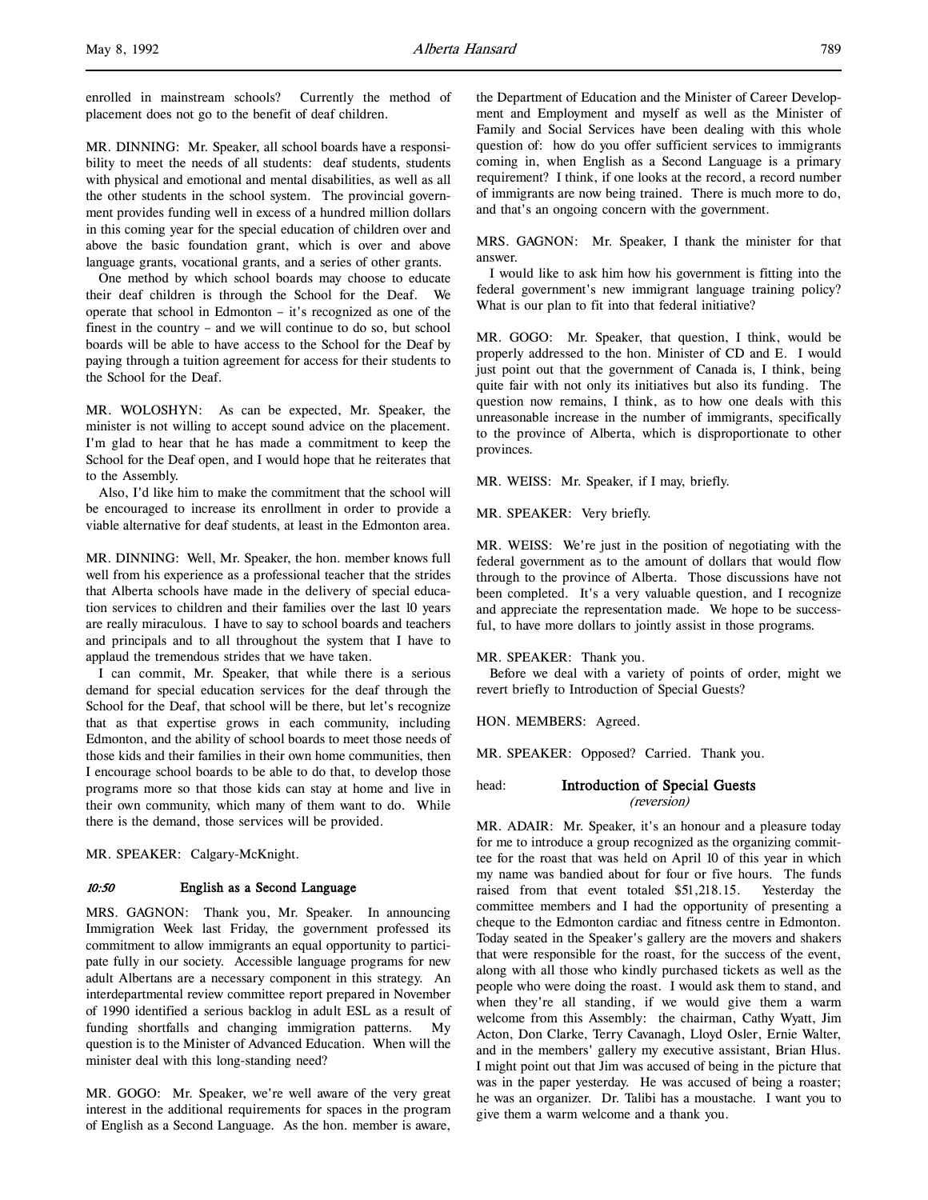enrolled in mainstream schools? Currently the method of placement does not go to the benefit of deaf children.

MR. DINNING: Mr. Speaker, all school boards have a responsibility to meet the needs of all students: deaf students, students with physical and emotional and mental disabilities, as well as all the other students in the school system. The provincial government provides funding well in excess of a hundred million dollars in this coming year for the special education of children over and above the basic foundation grant, which is over and above language grants, vocational grants, and a series of other grants.

One method by which school boards may choose to educate their deaf children is through the School for the Deaf. We operate that school in Edmonton – it's recognized as one of the finest in the country – and we will continue to do so, but school boards will be able to have access to the School for the Deaf by paying through a tuition agreement for access for their students to the School for the Deaf.

MR. WOLOSHYN: As can be expected, Mr. Speaker, the minister is not willing to accept sound advice on the placement. I'm glad to hear that he has made a commitment to keep the School for the Deaf open, and I would hope that he reiterates that to the Assembly.

Also, I'd like him to make the commitment that the school will be encouraged to increase its enrollment in order to provide a viable alternative for deaf students, at least in the Edmonton area.

MR. DINNING: Well, Mr. Speaker, the hon. member knows full well from his experience as a professional teacher that the strides that Alberta schools have made in the delivery of special education services to children and their families over the last 10 years are really miraculous. I have to say to school boards and teachers and principals and to all throughout the system that I have to applaud the tremendous strides that we have taken.

I can commit, Mr. Speaker, that while there is a serious demand for special education services for the deaf through the School for the Deaf, that school will be there, but let's recognize that as that expertise grows in each community, including Edmonton, and the ability of school boards to meet those needs of those kids and their families in their own home communities, then I encourage school boards to be able to do that, to develop those programs more so that those kids can stay at home and live in their own community, which many of them want to do. While there is the demand, those services will be provided.

MR. SPEAKER: Calgary-McKnight.

### *10:50* English as a Second Language

MRS. GAGNON: Thank you, Mr. Speaker. In announcing Immigration Week last Friday, the government professed its commitment to allow immigrants an equal opportunity to participate fully in our society. Accessible language programs for new adult Albertans are a necessary component in this strategy. An interdepartmental review committee report prepared in November of 1990 identified a serious backlog in adult ESL as a result of funding shortfalls and changing immigration patterns. My question is to the Minister of Advanced Education. When will the minister deal with this long-standing need?

MR. GOGO: Mr. Speaker, we're well aware of the very great interest in the additional requirements for spaces in the program of English as a Second Language. As the hon. member is aware, the Department of Education and the Minister of Career Development and Employment and myself as well as the Minister of Family and Social Services have been dealing with this whole question of: how do you offer sufficient services to immigrants coming in, when English as a Second Language is a primary requirement? I think, if one looks at the record, a record number of immigrants are now being trained. There is much more to do, and that's an ongoing concern with the government.

MRS. GAGNON: Mr. Speaker, I thank the minister for that answer.

I would like to ask him how his government is fitting into the federal government's new immigrant language training policy? What is our plan to fit into that federal initiative?

MR. GOGO: Mr. Speaker, that question, I think, would be properly addressed to the hon. Minister of CD and E. I would just point out that the government of Canada is, I think, being quite fair with not only its initiatives but also its funding. The question now remains, I think, as to how one deals with this unreasonable increase in the number of immigrants, specifically to the province of Alberta, which is disproportionate to other provinces.

MR. WEISS: Mr. Speaker, if I may, briefly.

MR. SPEAKER: Very briefly.

MR. WEISS: We're just in the position of negotiating with the federal government as to the amount of dollars that would flow through to the province of Alberta. Those discussions have not been completed. It's a very valuable question, and I recognize and appreciate the representation made. We hope to be successful, to have more dollars to jointly assist in those programs.

MR. SPEAKER: Thank you.

Before we deal with a variety of points of order, might we revert briefly to Introduction of Special Guests?

HON. MEMBERS: Agreed.

MR. SPEAKER: Opposed? Carried. Thank you.

## head: Introduction of Special Guests
*(reversion)*

MR. ADAIR: Mr. Speaker, it's an honour and a pleasure today for me to introduce a group recognized as the organizing committee for the roast that was held on April 10 of this year in which my name was bandied about for four or five hours. The funds raised from that event totaled $51,218.15. Yesterday the committee members and I had the opportunity of presenting a cheque to the Edmonton cardiac and fitness centre in Edmonton. Today seated in the Speaker's gallery are the movers and shakers that were responsible for the roast, for the success of the event, along with all those who kindly purchased tickets as well as the people who were doing the roast. I would ask them to stand, and when they're all standing, if we would give them a warm welcome from this Assembly: the chairman, Cathy Wyatt, Jim Acton, Don Clarke, Terry Cavanagh, Lloyd Osler, Ernie Walter, and in the members' gallery my executive assistant, Brian Hlus. I might point out that Jim was accused of being in the picture that was in the paper yesterday. He was accused of being a roaster; he was an organizer. Dr. Talibi has a moustache. I want you to give them a warm welcome and a thank you.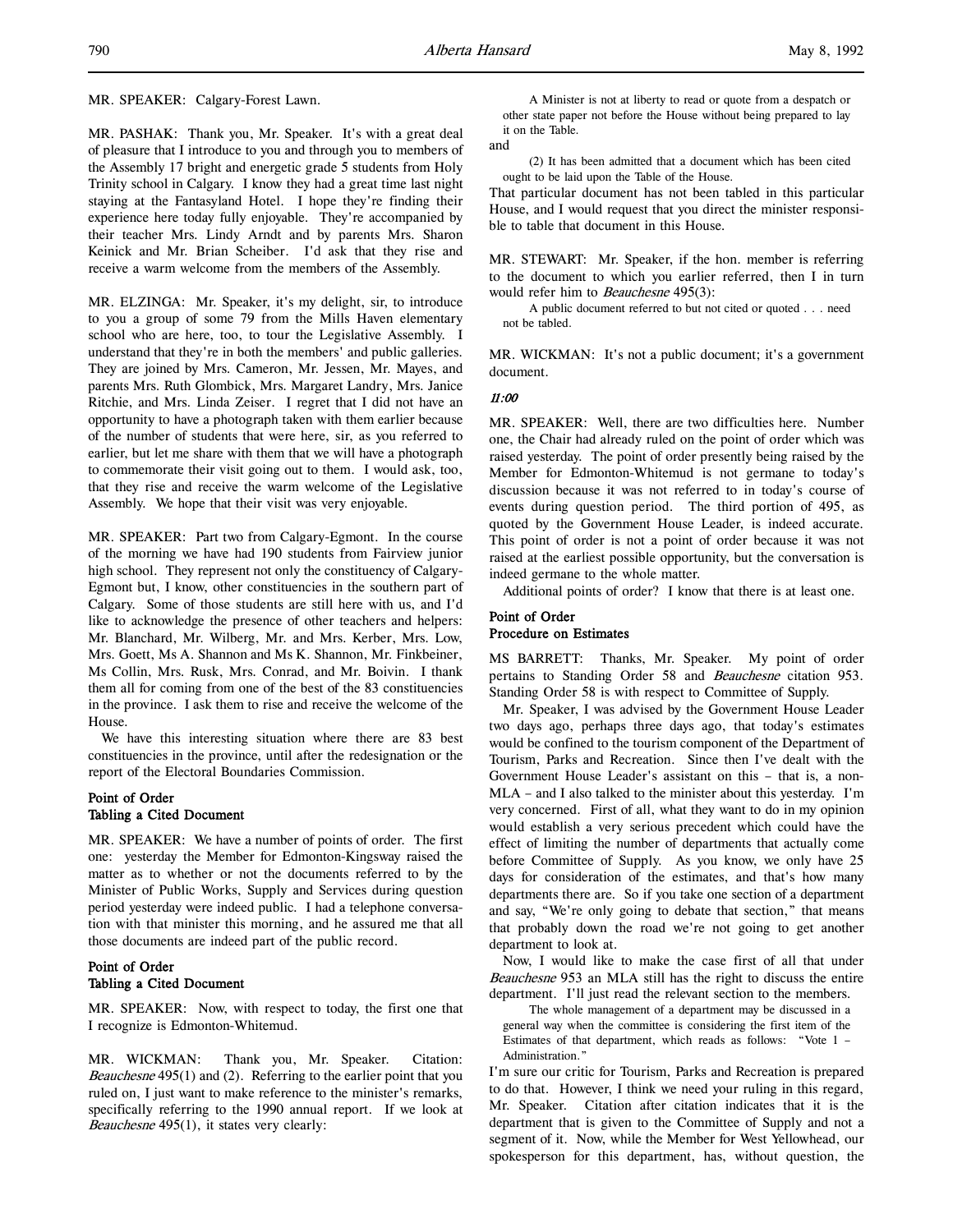MR. SPEAKER: Calgary-Forest Lawn.

MR. PASHAK: Thank you, Mr. Speaker. It's with a great deal of pleasure that I introduce to you and through you to members of the Assembly 17 bright and energetic grade 5 students from Holy Trinity school in Calgary. I know they had a great time last night staying at the Fantasyland Hotel. I hope they're finding their experience here today fully enjoyable. They're accompanied by their teacher Mrs. Lindy Arndt and by parents Mrs. Sharon Keinick and Mr. Brian Scheiber. I'd ask that they rise and receive a warm welcome from the members of the Assembly.

MR. ELZINGA: Mr. Speaker, it's my delight, sir, to introduce to you a group of some 79 from the Mills Haven elementary school who are here, too, to tour the Legislative Assembly. I understand that they're in both the members' and public galleries. They are joined by Mrs. Cameron, Mr. Jessen, Mr. Mayes, and parents Mrs. Ruth Glombick, Mrs. Margaret Landry, Mrs. Janice Ritchie, and Mrs. Linda Zeiser. I regret that I did not have an opportunity to have a photograph taken with them earlier because of the number of students that were here, sir, as you referred to earlier, but let me share with them that we will have a photograph to commemorate their visit going out to them. I would ask, too, that they rise and receive the warm welcome of the Legislative Assembly. We hope that their visit was very enjoyable.

MR. SPEAKER: Part two from Calgary-Egmont. In the course of the morning we have had 190 students from Fairview junior high school. They represent not only the constituency of Calgary-Egmont but, I know, other constituencies in the southern part of Calgary. Some of those students are still here with us, and I'd like to acknowledge the presence of other teachers and helpers: Mr. Blanchard, Mr. Wilberg, Mr. and Mrs. Kerber, Mrs. Low, Mrs. Goett, Ms A. Shannon and Ms K. Shannon, Mr. Finkbeiner, Ms Collin, Mrs. Rusk, Mrs. Conrad, and Mr. Boivin. I thank them all for coming from one of the best of the 83 constituencies in the province. I ask them to rise and receive the welcome of the House.

We have this interesting situation where there are 83 best constituencies in the province, until after the redesignation or the report of the Electoral Boundaries Commission.

## Point of Order
## Tabling a Cited Document

MR. SPEAKER: We have a number of points of order. The first one: yesterday the Member for Edmonton-Kingsway raised the matter as to whether or not the documents referred to by the Minister of Public Works, Supply and Services during question period yesterday were indeed public. I had a telephone conversation with that minister this morning, and he assured me that all those documents are indeed part of the public record.

## Point of Order
## Tabling a Cited Document

MR. SPEAKER: Now, with respect to today, the first one that I recognize is Edmonton-Whitemud.

MR. WICKMAN: Thank you, Mr. Speaker. Citation: *Beauchesne* 495(1) and (2). Referring to the earlier point that you ruled on, I just want to make reference to the minister's remarks, specifically referring to the 1990 annual report. If we look at *Beauchesne* 495(1), it states very clearly:

> A Minister is not at liberty to read or quote from a despatch or other state paper not before the House without being prepared to lay it on the Table.

and

> (2) It has been admitted that a document which has been cited ought to be laid upon the Table of the House.

That particular document has not been tabled in this particular House, and I would request that you direct the minister responsible to table that document in this House.

MR. STEWART: Mr. Speaker, if the hon. member is referring to the document to which you earlier referred, then I in turn would refer him to *Beauchesne* 495(3):

> A public document referred to but not cited or quoted . . . need not be tabled.

MR. WICKMAN: It's not a public document; it's a government document.

*11:00*

MR. SPEAKER: Well, there are two difficulties here. Number one, the Chair had already ruled on the point of order which was raised yesterday. The point of order presently being raised by the Member for Edmonton-Whitemud is not germane to today's discussion because it was not referred to in today's course of events during question period. The third portion of 495, as quoted by the Government House Leader, is indeed accurate. This point of order is not a point of order because it was not raised at the earliest possible opportunity, but the conversation is indeed germane to the whole matter.

Additional points of order? I know that there is at least one.

## Point of Order
## Procedure on Estimates

MS BARRETT: Thanks, Mr. Speaker. My point of order pertains to Standing Order 58 and *Beauchesne* citation 953. Standing Order 58 is with respect to Committee of Supply.

Mr. Speaker, I was advised by the Government House Leader two days ago, perhaps three days ago, that today's estimates would be confined to the tourism component of the Department of Tourism, Parks and Recreation. Since then I've dealt with the Government House Leader's assistant on this – that is, a non-MLA – and I also talked to the minister about this yesterday. I'm very concerned. First of all, what they want to do in my opinion would establish a very serious precedent which could have the effect of limiting the number of departments that actually come before Committee of Supply. As you know, we only have 25 days for consideration of the estimates, and that's how many departments there are. So if you take one section of a department and say, "We're only going to debate that section," that means that probably down the road we're not going to get another department to look at.

Now, I would like to make the case first of all that under *Beauchesne* 953 an MLA still has the right to discuss the entire department. I'll just read the relevant section to the members.

> The whole management of a department may be discussed in a general way when the committee is considering the first item of the Estimates of that department, which reads as follows: "Vote 1 – Administration."

I'm sure our critic for Tourism, Parks and Recreation is prepared to do that. However, I think we need your ruling in this regard, Mr. Speaker. Citation after citation indicates that it is the department that is given to the Committee of Supply and not a segment of it. Now, while the Member for West Yellowhead, our spokesperson for this department, has, without question, the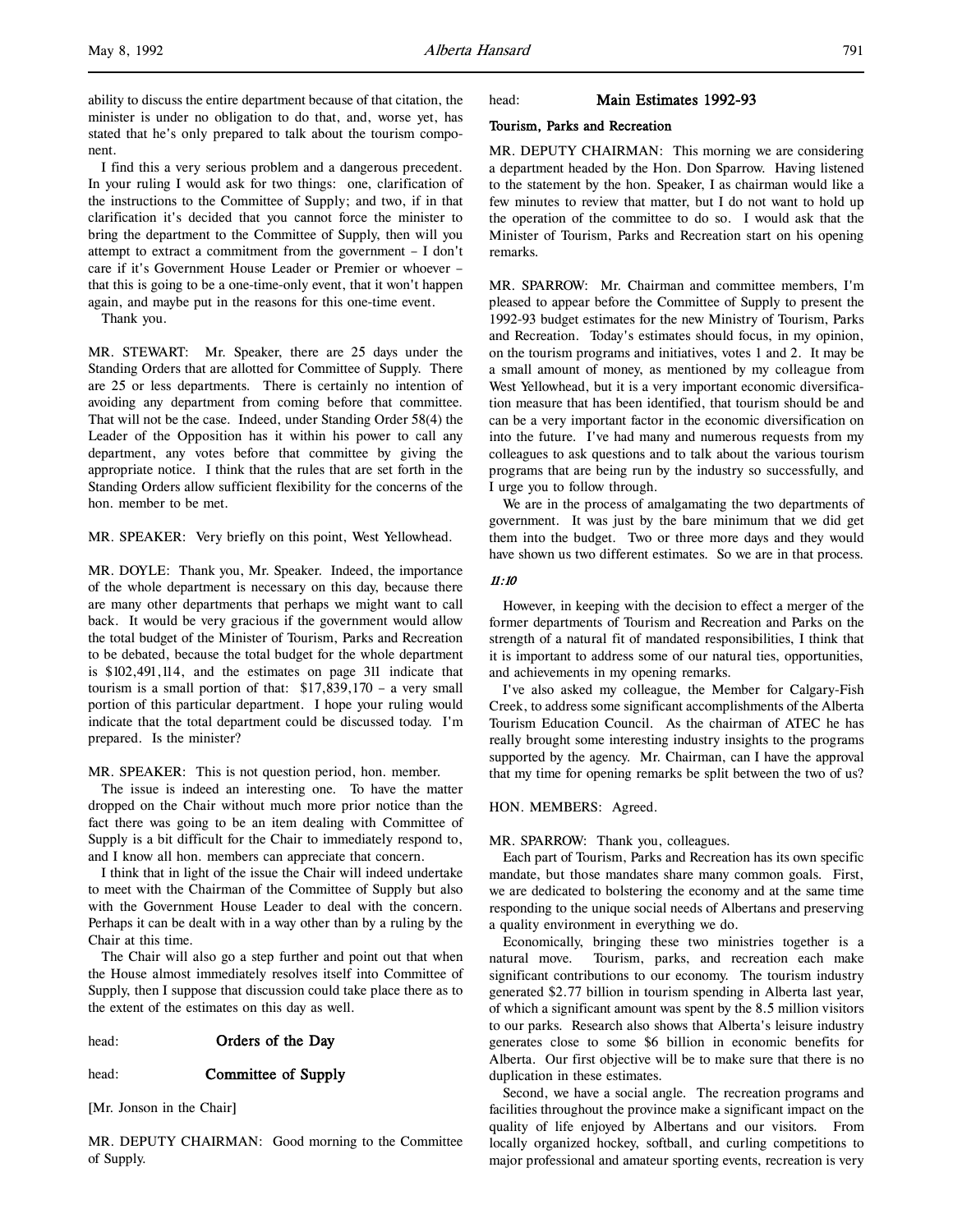ability to discuss the entire department because of that citation, the minister is under no obligation to do that, and, worse yet, has stated that he's only prepared to talk about the tourism component.

I find this a very serious problem and a dangerous precedent. In your ruling I would ask for two things: one, clarification of the instructions to the Committee of Supply; and two, if in that clarification it's decided that you cannot force the minister to bring the department to the Committee of Supply, then will you attempt to extract a commitment from the government – I don't care if it's Government House Leader or Premier or whoever – that this is going to be a one-time-only event, that it won't happen again, and maybe put in the reasons for this one-time event.

Thank you.

MR. STEWART: Mr. Speaker, there are 25 days under the Standing Orders that are allotted for Committee of Supply. There are 25 or less departments. There is certainly no intention of avoiding any department from coming before that committee. That will not be the case. Indeed, under Standing Order 58(4) the Leader of the Opposition has it within his power to call any department, any votes before that committee by giving the appropriate notice. I think that the rules that are set forth in the Standing Orders allow sufficient flexibility for the concerns of the hon. member to be met.

MR. SPEAKER: Very briefly on this point, West Yellowhead.

MR. DOYLE: Thank you, Mr. Speaker. Indeed, the importance of the whole department is necessary on this day, because there are many other departments that perhaps we might want to call back. It would be very gracious if the government would allow the total budget of the Minister of Tourism, Parks and Recreation to be debated, because the total budget for the whole department is $102,491,114, and the estimates on page 311 indicate that tourism is a small portion of that: $17,839,170 – a very small portion of this particular department. I hope your ruling would indicate that the total department could be discussed today. I'm prepared. Is the minister?

MR. SPEAKER: This is not question period, hon. member.

The issue is indeed an interesting one. To have the matter dropped on the Chair without much more prior notice than the fact there was going to be an item dealing with Committee of Supply is a bit difficult for the Chair to immediately respond to, and I know all hon. members can appreciate that concern.

I think that in light of the issue the Chair will indeed undertake to meet with the Chairman of the Committee of Supply but also with the Government House Leader to deal with the concern. Perhaps it can be dealt with in a way other than by a ruling by the Chair at this time.

The Chair will also go a step further and point out that when the House almost immediately resolves itself into Committee of Supply, then I suppose that discussion could take place there as to the extent of the estimates on this day as well.

head: **Orders of the Day**

head: **Committee of Supply**

[Mr. Jonson in the Chair]

MR. DEPUTY CHAIRMAN: Good morning to the Committee of Supply.

head: **Main Estimates 1992-93**

**Tourism, Parks and Recreation**

MR. DEPUTY CHAIRMAN: This morning we are considering a department headed by the Hon. Don Sparrow. Having listened to the statement by the hon. Speaker, I as chairman would like a few minutes to review that matter, but I do not want to hold up the operation of the committee to do so. I would ask that the Minister of Tourism, Parks and Recreation start on his opening remarks.

MR. SPARROW: Mr. Chairman and committee members, I'm pleased to appear before the Committee of Supply to present the 1992-93 budget estimates for the new Ministry of Tourism, Parks and Recreation. Today's estimates should focus, in my opinion, on the tourism programs and initiatives, votes 1 and 2. It may be a small amount of money, as mentioned by my colleague from West Yellowhead, but it is a very important economic diversification measure that has been identified, that tourism should be and can be a very important factor in the economic diversification on into the future. I've had many and numerous requests from my colleagues to ask questions and to talk about the various tourism programs that are being run by the industry so successfully, and I urge you to follow through.

We are in the process of amalgamating the two departments of government. It was just by the bare minimum that we did get them into the budget. Two or three more days and they would have shown us two different estimates. So we are in that process.

*11:10*

However, in keeping with the decision to effect a merger of the former departments of Tourism and Recreation and Parks on the strength of a natural fit of mandated responsibilities, I think that it is important to address some of our natural ties, opportunities, and achievements in my opening remarks.

I've also asked my colleague, the Member for Calgary-Fish Creek, to address some significant accomplishments of the Alberta Tourism Education Council. As the chairman of ATEC he has really brought some interesting industry insights to the programs supported by the agency. Mr. Chairman, can I have the approval that my time for opening remarks be split between the two of us?

HON. MEMBERS: Agreed.

MR. SPARROW: Thank you, colleagues.

Each part of Tourism, Parks and Recreation has its own specific mandate, but those mandates share many common goals. First, we are dedicated to bolstering the economy and at the same time responding to the unique social needs of Albertans and preserving a quality environment in everything we do.

Economically, bringing these two ministries together is a natural move. Tourism, parks, and recreation each make significant contributions to our economy. The tourism industry generated $2.77 billion in tourism spending in Alberta last year, of which a significant amount was spent by the 8.5 million visitors to our parks. Research also shows that Alberta's leisure industry generates close to some $6 billion in economic benefits for Alberta. Our first objective will be to make sure that there is no duplication in these estimates.

Second, we have a social angle. The recreation programs and facilities throughout the province make a significant impact on the quality of life enjoyed by Albertans and our visitors. From locally organized hockey, softball, and curling competitions to major professional and amateur sporting events, recreation is very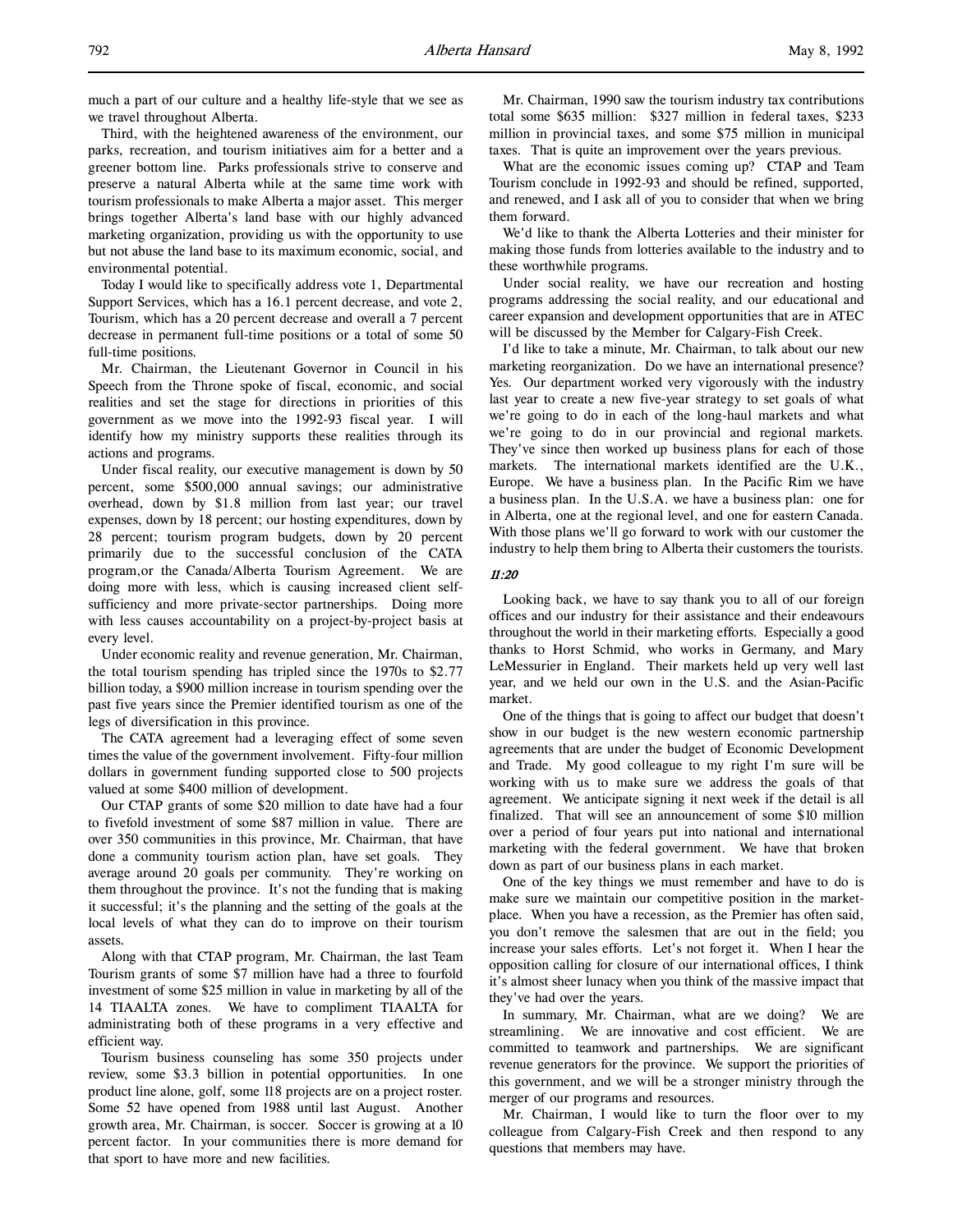much a part of our culture and a healthy life-style that we see as we travel throughout Alberta.

Third, with the heightened awareness of the environment, our parks, recreation, and tourism initiatives aim for a better and a greener bottom line. Parks professionals strive to conserve and preserve a natural Alberta while at the same time work with tourism professionals to make Alberta a major asset. This merger brings together Alberta's land base with our highly advanced marketing organization, providing us with the opportunity to use but not abuse the land base to its maximum economic, social, and environmental potential.

Today I would like to specifically address vote 1, Departmental Support Services, which has a 16.1 percent decrease, and vote 2, Tourism, which has a 20 percent decrease and overall a 7 percent decrease in permanent full-time positions or a total of some 50 full-time positions.

Mr. Chairman, the Lieutenant Governor in Council in his Speech from the Throne spoke of fiscal, economic, and social realities and set the stage for directions in priorities of this government as we move into the 1992-93 fiscal year. I will identify how my ministry supports these realities through its actions and programs.

Under fiscal reality, our executive management is down by 50 percent, some $500,000 annual savings; our administrative overhead, down by $1.8 million from last year; our travel expenses, down by 18 percent; our hosting expenditures, down by 28 percent; tourism program budgets, down by 20 percent primarily due to the successful conclusion of the CATA program,or the Canada/Alberta Tourism Agreement. We are doing more with less, which is causing increased client self-sufficiency and more private-sector partnerships. Doing more with less causes accountability on a project-by-project basis at every level.

Under economic reality and revenue generation, Mr. Chairman, the total tourism spending has tripled since the 1970s to $2.77 billion today, a $900 million increase in tourism spending over the past five years since the Premier identified tourism as one of the legs of diversification in this province.

The CATA agreement had a leveraging effect of some seven times the value of the government involvement. Fifty-four million dollars in government funding supported close to 500 projects valued at some $400 million of development.

Our CTAP grants of some $20 million to date have had a four to fivefold investment of some $87 million in value. There are over 350 communities in this province, Mr. Chairman, that have done a community tourism action plan, have set goals. They average around 20 goals per community. They're working on them throughout the province. It's not the funding that is making it successful; it's the planning and the setting of the goals at the local levels of what they can do to improve on their tourism assets.

Along with that CTAP program, Mr. Chairman, the last Team Tourism grants of some $7 million have had a three to fourfold investment of some $25 million in value in marketing by all of the 14 TIAALTA zones. We have to compliment TIAALTA for administrating both of these programs in a very effective and efficient way.

Tourism business counseling has some 350 projects under review, some $3.3 billion in potential opportunities. In one product line alone, golf, some 118 projects are on a project roster. Some 52 have opened from 1988 until last August. Another growth area, Mr. Chairman, is soccer. Soccer is growing at a 10 percent factor. In your communities there is more demand for that sport to have more and new facilities.

Mr. Chairman, 1990 saw the tourism industry tax contributions total some $635 million: $327 million in federal taxes, $233 million in provincial taxes, and some $75 million in municipal taxes. That is quite an improvement over the years previous.

What are the economic issues coming up? CTAP and Team Tourism conclude in 1992-93 and should be refined, supported, and renewed, and I ask all of you to consider that when we bring them forward.

We'd like to thank the Alberta Lotteries and their minister for making those funds from lotteries available to the industry and to these worthwhile programs.

Under social reality, we have our recreation and hosting programs addressing the social reality, and our educational and career expansion and development opportunities that are in ATEC will be discussed by the Member for Calgary-Fish Creek.

I'd like to take a minute, Mr. Chairman, to talk about our new marketing reorganization. Do we have an international presence? Yes. Our department worked very vigorously with the industry last year to create a new five-year strategy to set goals of what we're going to do in each of the long-haul markets and what we're going to do in our provincial and regional markets. They've since then worked up business plans for each of those markets. The international markets identified are the U.K., Europe. We have a business plan. In the Pacific Rim we have a business plan. In the U.S.A. we have a business plan: one for in Alberta, one at the regional level, and one for eastern Canada. With those plans we'll go forward to work with our customer the industry to help them bring to Alberta their customers the tourists.

*11:20*

Looking back, we have to say thank you to all of our foreign offices and our industry for their assistance and their endeavours throughout the world in their marketing efforts. Especially a good thanks to Horst Schmid, who works in Germany, and Mary LeMessurier in England. Their markets held up very well last year, and we held our own in the U.S. and the Asian-Pacific market.

One of the things that is going to affect our budget that doesn't show in our budget is the new western economic partnership agreements that are under the budget of Economic Development and Trade. My good colleague to my right I'm sure will be working with us to make sure we address the goals of that agreement. We anticipate signing it next week if the detail is all finalized. That will see an announcement of some $10 million over a period of four years put into national and international marketing with the federal government. We have that broken down as part of our business plans in each market.

One of the key things we must remember and have to do is make sure we maintain our competitive position in the marketplace. When you have a recession, as the Premier has often said, you don't remove the salesmen that are out in the field; you increase your sales efforts. Let's not forget it. When I hear the opposition calling for closure of our international offices, I think it's almost sheer lunacy when you think of the massive impact that they've had over the years.

In summary, Mr. Chairman, what are we doing? We are streamlining. We are innovative and cost efficient. We are committed to teamwork and partnerships. We are significant revenue generators for the province. We support the priorities of this government, and we will be a stronger ministry through the merger of our programs and resources.

Mr. Chairman, I would like to turn the floor over to my colleague from Calgary-Fish Creek and then respond to any questions that members may have.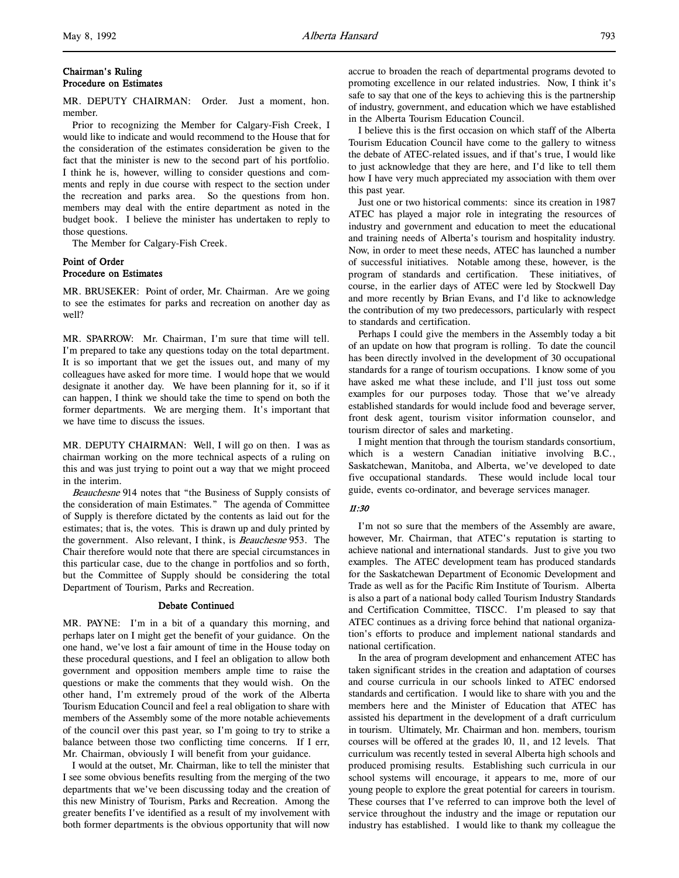### Chairman's Ruling
### Procedure on Estimates

MR. DEPUTY CHAIRMAN: Order. Just a moment, hon. member.

Prior to recognizing the Member for Calgary-Fish Creek, I would like to indicate and would recommend to the House that for the consideration of the estimates consideration be given to the fact that the minister is new to the second part of his portfolio. I think he is, however, willing to consider questions and comments and reply in due course with respect to the section under the recreation and parks area. So the questions from hon. members may deal with the entire department as noted in the budget book. I believe the minister has undertaken to reply to those questions.

The Member for Calgary-Fish Creek.

### Point of Order
### Procedure on Estimates

MR. BRUSEKER: Point of order, Mr. Chairman. Are we going to see the estimates for parks and recreation on another day as well?

MR. SPARROW: Mr. Chairman, I'm sure that time will tell. I'm prepared to take any questions today on the total department. It is so important that we get the issues out, and many of my colleagues have asked for more time. I would hope that we would designate it another day. We have been planning for it, so if it can happen, I think we should take the time to spend on both the former departments. We are merging them. It's important that we have time to discuss the issues.

MR. DEPUTY CHAIRMAN: Well, I will go on then. I was as chairman working on the more technical aspects of a ruling on this and was just trying to point out a way that we might proceed in the interim.

*Beauchesne* 914 notes that "the Business of Supply consists of the consideration of main Estimates." The agenda of Committee of Supply is therefore dictated by the contents as laid out for the estimates; that is, the votes. This is drawn up and duly printed by the government. Also relevant, I think, is *Beauchesne* 953. The Chair therefore would note that there are special circumstances in this particular case, due to the change in portfolios and so forth, but the Committee of Supply should be considering the total Department of Tourism, Parks and Recreation.

### Debate Continued

MR. PAYNE: I'm in a bit of a quandary this morning, and perhaps later on I might get the benefit of your guidance. On the one hand, we've lost a fair amount of time in the House today on these procedural questions, and I feel an obligation to allow both government and opposition members ample time to raise the questions or make the comments that they would wish. On the other hand, I'm extremely proud of the work of the Alberta Tourism Education Council and feel a real obligation to share with members of the Assembly some of the more notable achievements of the council over this past year, so I'm going to try to strike a balance between those two conflicting time concerns. If I err, Mr. Chairman, obviously I will benefit from your guidance.

I would at the outset, Mr. Chairman, like to tell the minister that I see some obvious benefits resulting from the merging of the two departments that we've been discussing today and the creation of this new Ministry of Tourism, Parks and Recreation. Among the greater benefits I've identified as a result of my involvement with both former departments is the obvious opportunity that will now accrue to broaden the reach of departmental programs devoted to promoting excellence in our related industries. Now, I think it's safe to say that one of the keys to achieving this is the partnership of industry, government, and education which we have established in the Alberta Tourism Education Council.

I believe this is the first occasion on which staff of the Alberta Tourism Education Council have come to the gallery to witness the debate of ATEC-related issues, and if that's true, I would like to just acknowledge that they are here, and I'd like to tell them how I have very much appreciated my association with them over this past year.

Just one or two historical comments: since its creation in 1987 ATEC has played a major role in integrating the resources of industry and government and education to meet the educational and training needs of Alberta's tourism and hospitality industry. Now, in order to meet these needs, ATEC has launched a number of successful initiatives. Notable among these, however, is the program of standards and certification. These initiatives, of course, in the earlier days of ATEC were led by Stockwell Day and more recently by Brian Evans, and I'd like to acknowledge the contribution of my two predecessors, particularly with respect to standards and certification.

Perhaps I could give the members in the Assembly today a bit of an update on how that program is rolling. To date the council has been directly involved in the development of 30 occupational standards for a range of tourism occupations. I know some of you have asked me what these include, and I'll just toss out some examples for our purposes today. Those that we've already established standards for would include food and beverage server, front desk agent, tourism visitor information counselor, and tourism director of sales and marketing.

I might mention that through the tourism standards consortium, which is a western Canadian initiative involving B.C., Saskatchewan, Manitoba, and Alberta, we've developed to date five occupational standards. These would include local tour guide, events co-ordinator, and beverage services manager.

*11:30*

I'm not so sure that the members of the Assembly are aware, however, Mr. Chairman, that ATEC's reputation is starting to achieve national and international standards. Just to give you two examples. The ATEC development team has produced standards for the Saskatchewan Department of Economic Development and Trade as well as for the Pacific Rim Institute of Tourism. Alberta is also a part of a national body called Tourism Industry Standards and Certification Committee, TISCC. I'm pleased to say that ATEC continues as a driving force behind that national organization's efforts to produce and implement national standards and national certification.

In the area of program development and enhancement ATEC has taken significant strides in the creation and adaptation of courses and course curricula in our schools linked to ATEC endorsed standards and certification. I would like to share with you and the members here and the Minister of Education that ATEC has assisted his department in the development of a draft curriculum in tourism. Ultimately, Mr. Chairman and hon. members, tourism courses will be offered at the grades 10, 11, and 12 levels. That curriculum was recently tested in several Alberta high schools and produced promising results. Establishing such curricula in our school systems will encourage, it appears to me, more of our young people to explore the great potential for careers in tourism. These courses that I've referred to can improve both the level of service throughout the industry and the image or reputation our industry has established. I would like to thank my colleague the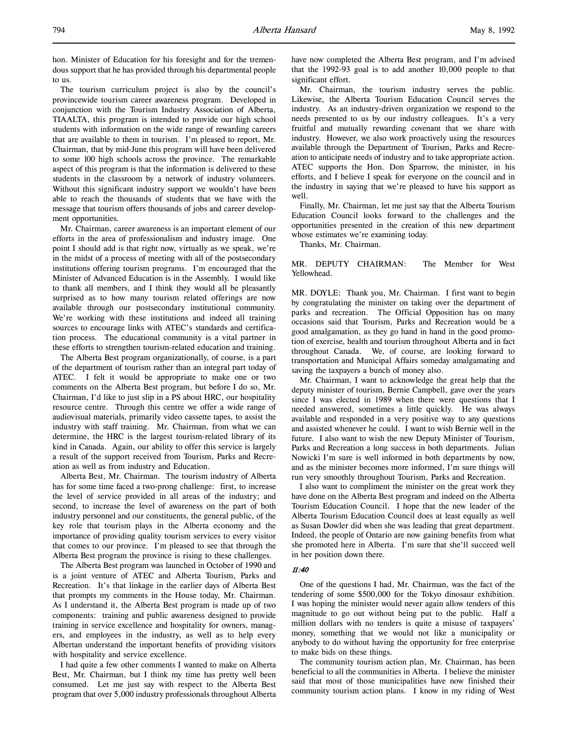hon. Minister of Education for his foresight and for the tremendous support that he has provided through his departmental people to us.

The tourism curriculum project is also by the council's provincewide tourism career awareness program. Developed in conjunction with the Tourism Industry Association of Alberta, TIAALTA, this program is intended to provide our high school students with information on the wide range of rewarding careers that are available to them in tourism. I'm pleased to report, Mr. Chairman, that by mid-June this program will have been delivered to some 100 high schools across the province. The remarkable aspect of this program is that the information is delivered to these students in the classroom by a network of industry volunteers. Without this significant industry support we wouldn't have been able to reach the thousands of students that we have with the message that tourism offers thousands of jobs and career development opportunities.

Mr. Chairman, career awareness is an important element of our efforts in the area of professionalism and industry image. One point I should add is that right now, virtually as we speak, we're in the midst of a process of meeting with all of the postsecondary institutions offering tourism programs. I'm encouraged that the Minister of Advanced Education is in the Assembly. I would like to thank all members, and I think they would all be pleasantly surprised as to how many tourism related offerings are now available through our postsecondary institutional community. We're working with these institutions and indeed all training sources to encourage links with ATEC's standards and certification process. The educational community is a vital partner in these efforts to strengthen tourism-related education and training.

The Alberta Best program organizationally, of course, is a part of the department of tourism rather than an integral part today of ATEC. I felt it would be appropriate to make one or two comments on the Alberta Best program, but before I do so, Mr. Chairman, I'd like to just slip in a PS about HRC, our hospitality resource centre. Through this centre we offer a wide range of audiovisual materials, primarily video cassette tapes, to assist the industry with staff training. Mr. Chairman, from what we can determine, the HRC is the largest tourism-related library of its kind in Canada. Again, our ability to offer this service is largely a result of the support received from Tourism, Parks and Recreation as well as from industry and Education.

Alberta Best, Mr. Chairman. The tourism industry of Alberta has for some time faced a two-prong challenge: first, to increase the level of service provided in all areas of the industry; and second, to increase the level of awareness on the part of both industry personnel and our constituents, the general public, of the key role that tourism plays in the Alberta economy and the importance of providing quality tourism services to every visitor that comes to our province. I'm pleased to see that through the Alberta Best program the province is rising to these challenges.

The Alberta Best program was launched in October of 1990 and is a joint venture of ATEC and Alberta Tourism, Parks and Recreation. It's that linkage in the earlier days of Alberta Best that prompts my comments in the House today, Mr. Chairman. As I understand it, the Alberta Best program is made up of two components: training and public awareness designed to provide training in service excellence and hospitality for owners, managers, and employees in the industry, as well as to help every Albertan understand the important benefits of providing visitors with hospitality and service excellence.

I had quite a few other comments I wanted to make on Alberta Best, Mr. Chairman, but I think my time has pretty well been consumed. Let me just say with respect to the Alberta Best program that over 5,000 industry professionals throughout Alberta have now completed the Alberta Best program, and I'm advised that the 1992-93 goal is to add another 10,000 people to that significant effort.

Mr. Chairman, the tourism industry serves the public. Likewise, the Alberta Tourism Education Council serves the industry. As an industry-driven organization we respond to the needs presented to us by our industry colleagues. It's a very fruitful and mutually rewarding covenant that we share with industry. However, we also work proactively using the resources available through the Department of Tourism, Parks and Recreation to anticipate needs of industry and to take appropriate action. ATEC supports the Hon. Don Sparrow, the minister, in his efforts, and I believe I speak for everyone on the council and in the industry in saying that we're pleased to have his support as well.

Finally, Mr. Chairman, let me just say that the Alberta Tourism Education Council looks forward to the challenges and the opportunities presented in the creation of this new department whose estimates we're examining today.

Thanks, Mr. Chairman.

MR. DEPUTY CHAIRMAN: The Member for West Yellowhead.

MR. DOYLE: Thank you, Mr. Chairman. I first want to begin by congratulating the minister on taking over the department of parks and recreation. The Official Opposition has on many occasions said that Tourism, Parks and Recreation would be a good amalgamation, as they go hand in hand in the good promotion of exercise, health and tourism throughout Alberta and in fact throughout Canada. We, of course, are looking forward to transportation and Municipal Affairs someday amalgamating and saving the taxpayers a bunch of money also.

Mr. Chairman, I want to acknowledge the great help that the deputy minister of tourism, Bernie Campbell, gave over the years since I was elected in 1989 when there were questions that I needed answered, sometimes a little quickly. He was always available and responded in a very positive way to any questions and assisted whenever he could. I want to wish Bernie well in the future. I also want to wish the new Deputy Minister of Tourism, Parks and Recreation a long success in both departments. Julian Nowicki I'm sure is well informed in both departments by now, and as the minister becomes more informed, I'm sure things will run very smoothly throughout Tourism, Parks and Recreation.

I also want to compliment the minister on the great work they have done on the Alberta Best program and indeed on the Alberta Tourism Education Council. I hope that the new leader of the Alberta Tourism Education Council does at least equally as well as Susan Dowler did when she was leading that great department. Indeed, the people of Ontario are now gaining benefits from what she promoted here in Alberta. I'm sure that she'll succeed well in her position down there.

*11:40*

One of the questions I had, Mr. Chairman, was the fact of the tendering of some $500,000 for the Tokyo dinosaur exhibition. I was hoping the minister would never again allow tenders of this magnitude to go out without being put to the public. Half a million dollars with no tenders is quite a misuse of taxpayers' money, something that we would not like a municipality or anybody to do without having the opportunity for free enterprise to make bids on these things.

The community tourism action plan, Mr. Chairman, has been beneficial to all the communities in Alberta. I believe the minister said that most of those municipalities have now finished their community tourism action plans. I know in my riding of West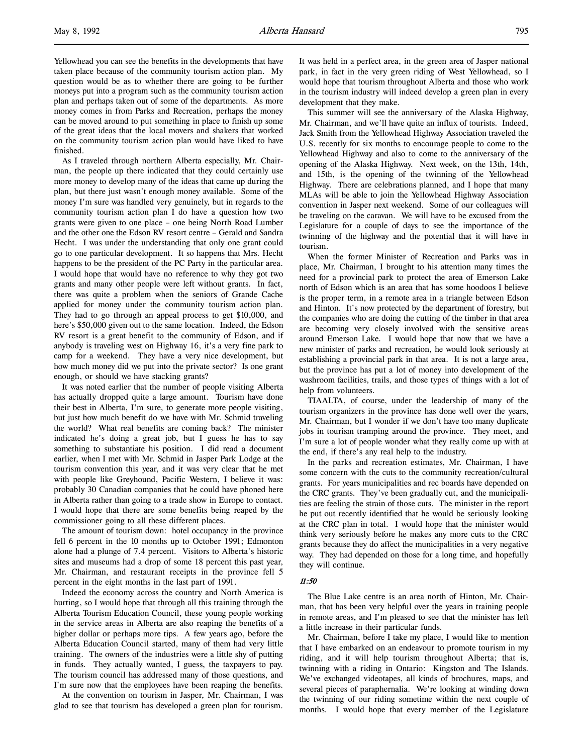Yellowhead you can see the benefits in the developments that have taken place because of the community tourism action plan. My question would be as to whether there are going to be further moneys put into a program such as the community tourism action plan and perhaps taken out of some of the departments. As more money comes in from Parks and Recreation, perhaps the money can be moved around to put something in place to finish up some of the great ideas that the local movers and shakers that worked on the community tourism action plan would have liked to have finished.

As I traveled through northern Alberta especially, Mr. Chairman, the people up there indicated that they could certainly use more money to develop many of the ideas that came up during the plan, but there just wasn't enough money available. Some of the money I'm sure was handled very genuinely, but in regards to the community tourism action plan I do have a question how two grants were given to one place – one being North Road Lumber and the other one the Edson RV resort centre – Gerald and Sandra Hecht. I was under the understanding that only one grant could go to one particular development. It so happens that Mrs. Hecht happens to be the president of the PC Party in the particular area. I would hope that would have no reference to why they got two grants and many other people were left without grants. In fact, there was quite a problem when the seniors of Grande Cache applied for money under the community tourism action plan. They had to go through an appeal process to get $10,000, and here's $50,000 given out to the same location. Indeed, the Edson RV resort is a great benefit to the community of Edson, and if anybody is traveling west on Highway 16, it's a very fine park to camp for a weekend. They have a very nice development, but how much money did we put into the private sector? Is one grant enough, or should we have stacking grants?

It was noted earlier that the number of people visiting Alberta has actually dropped quite a large amount. Tourism have done their best in Alberta, I'm sure, to generate more people visiting, but just how much benefit do we have with Mr. Schmid traveling the world? What real benefits are coming back? The minister indicated he's doing a great job, but I guess he has to say something to substantiate his position. I did read a document earlier, when I met with Mr. Schmid in Jasper Park Lodge at the tourism convention this year, and it was very clear that he met with people like Greyhound, Pacific Western, I believe it was: probably 30 Canadian companies that he could have phoned here in Alberta rather than going to a trade show in Europe to contact. I would hope that there are some benefits being reaped by the commissioner going to all these different places.

The amount of tourism down: hotel occupancy in the province fell 6 percent in the 10 months up to October 1991; Edmonton alone had a plunge of 7.4 percent. Visitors to Alberta's historic sites and museums had a drop of some 18 percent this past year, Mr. Chairman, and restaurant receipts in the province fell 5 percent in the eight months in the last part of 1991.

Indeed the economy across the country and North America is hurting, so I would hope that through all this training through the Alberta Tourism Education Council, these young people working in the service areas in Alberta are also reaping the benefits of a higher dollar or perhaps more tips. A few years ago, before the Alberta Education Council started, many of them had very little training. The owners of the industries were a little shy of putting in funds. They actually wanted, I guess, the taxpayers to pay. The tourism council has addressed many of those questions, and I'm sure now that the employees have been reaping the benefits.

At the convention on tourism in Jasper, Mr. Chairman, I was glad to see that tourism has developed a green plan for tourism. It was held in a perfect area, in the green area of Jasper national park, in fact in the very green riding of West Yellowhead, so I would hope that tourism throughout Alberta and those who work in the tourism industry will indeed develop a green plan in every development that they make.

This summer will see the anniversary of the Alaska Highway, Mr. Chairman, and we'll have quite an influx of tourists. Indeed, Jack Smith from the Yellowhead Highway Association traveled the U.S. recently for six months to encourage people to come to the Yellowhead Highway and also to come to the anniversary of the opening of the Alaska Highway. Next week, on the 13th, 14th, and 15th, is the opening of the twinning of the Yellowhead Highway. There are celebrations planned, and I hope that many MLAs will be able to join the Yellowhead Highway Association convention in Jasper next weekend. Some of our colleagues will be traveling on the caravan. We will have to be excused from the Legislature for a couple of days to see the importance of the twinning of the highway and the potential that it will have in tourism.

When the former Minister of Recreation and Parks was in place, Mr. Chairman, I brought to his attention many times the need for a provincial park to protect the area of Emerson Lake north of Edson which is an area that has some hoodoos I believe is the proper term, in a remote area in a triangle between Edson and Hinton. It's now protected by the department of forestry, but the companies who are doing the cutting of the timber in that area are becoming very closely involved with the sensitive areas around Emerson Lake. I would hope that now that we have a new minister of parks and recreation, he would look seriously at establishing a provincial park in that area. It is not a large area, but the province has put a lot of money into development of the washroom facilities, trails, and those types of things with a lot of help from volunteers.

TIAALTA, of course, under the leadership of many of the tourism organizers in the province has done well over the years, Mr. Chairman, but I wonder if we don't have too many duplicate jobs in tourism tramping around the province. They meet, and I'm sure a lot of people wonder what they really come up with at the end, if there's any real help to the industry.

In the parks and recreation estimates, Mr. Chairman, I have some concern with the cuts to the community recreation/cultural grants. For years municipalities and rec boards have depended on the CRC grants. They've been gradually cut, and the municipalities are feeling the strain of those cuts. The minister in the report he put out recently identified that he would be seriously looking at the CRC plan in total. I would hope that the minister would think very seriously before he makes any more cuts to the CRC grants because they do affect the municipalities in a very negative way. They had depended on those for a long time, and hopefully they will continue.

*11:50*

The Blue Lake centre is an area north of Hinton, Mr. Chairman, that has been very helpful over the years in training people in remote areas, and I'm pleased to see that the minister has left a little increase in their particular funds.

Mr. Chairman, before I take my place, I would like to mention that I have embarked on an endeavour to promote tourism in my riding, and it will help tourism throughout Alberta; that is, twinning with a riding in Ontario: Kingston and The Islands. We've exchanged videotapes, all kinds of brochures, maps, and several pieces of paraphernalia. We're looking at winding down the twinning of our riding sometime within the next couple of months. I would hope that every member of the Legislature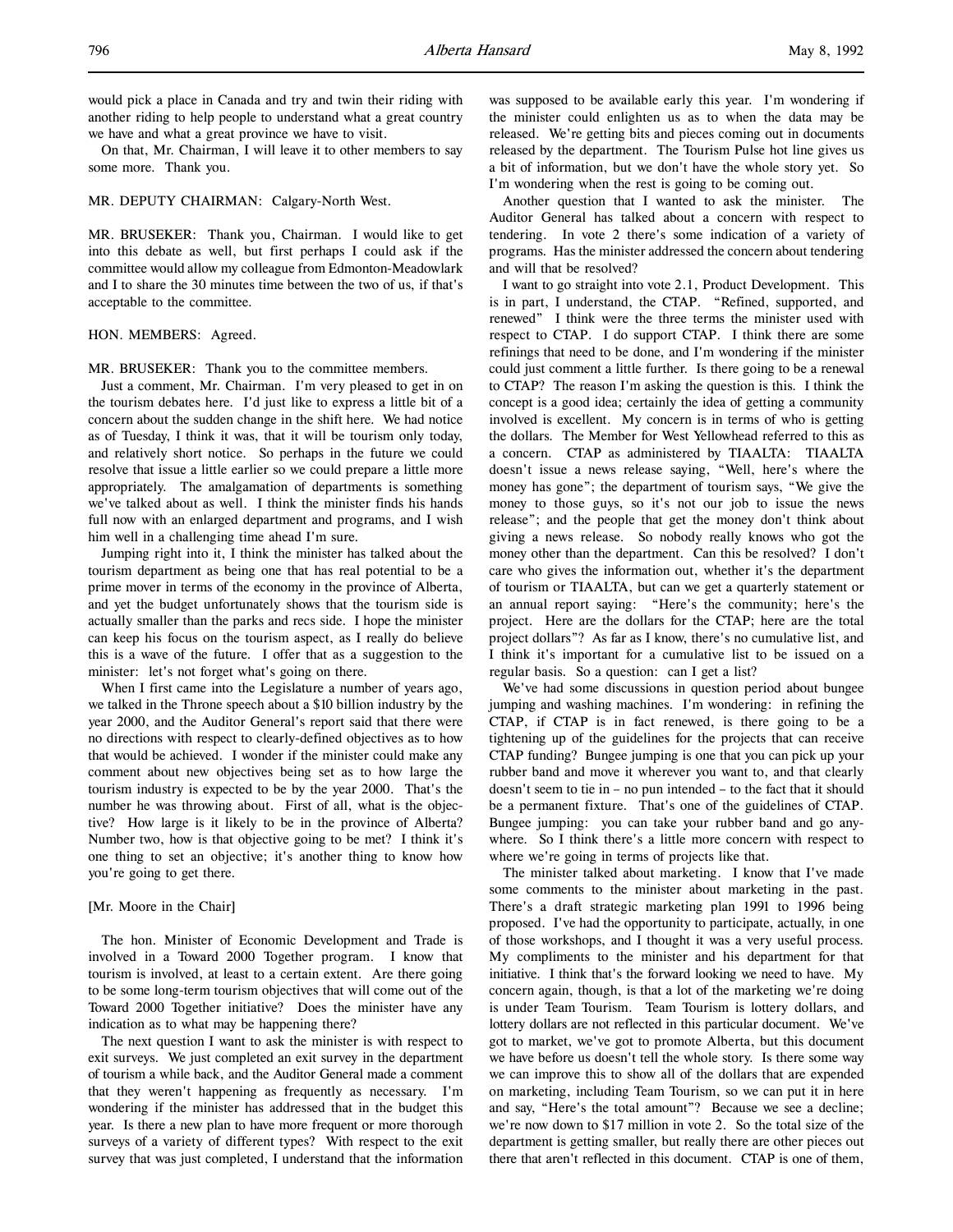would pick a place in Canada and try and twin their riding with another riding to help people to understand what a great country we have and what a great province we have to visit.

On that, Mr. Chairman, I will leave it to other members to say some more. Thank you.

MR. DEPUTY CHAIRMAN: Calgary-North West.

MR. BRUSEKER: Thank you, Chairman. I would like to get into this debate as well, but first perhaps I could ask if the committee would allow my colleague from Edmonton-Meadowlark and I to share the 30 minutes time between the two of us, if that's acceptable to the committee.

HON. MEMBERS: Agreed.

MR. BRUSEKER: Thank you to the committee members.

Just a comment, Mr. Chairman. I'm very pleased to get in on the tourism debates here. I'd just like to express a little bit of a concern about the sudden change in the shift here. We had notice as of Tuesday, I think it was, that it will be tourism only today, and relatively short notice. So perhaps in the future we could resolve that issue a little earlier so we could prepare a little more appropriately. The amalgamation of departments is something we've talked about as well. I think the minister finds his hands full now with an enlarged department and programs, and I wish him well in a challenging time ahead I'm sure.

Jumping right into it, I think the minister has talked about the tourism department as being one that has real potential to be a prime mover in terms of the economy in the province of Alberta, and yet the budget unfortunately shows that the tourism side is actually smaller than the parks and recs side. I hope the minister can keep his focus on the tourism aspect, as I really do believe this is a wave of the future. I offer that as a suggestion to the minister: let's not forget what's going on there.

When I first came into the Legislature a number of years ago, we talked in the Throne speech about a $10 billion industry by the year 2000, and the Auditor General's report said that there were no directions with respect to clearly-defined objectives as to how that would be achieved. I wonder if the minister could make any comment about new objectives being set as to how large the tourism industry is expected to be by the year 2000. That's the number he was throwing about. First of all, what is the objective? How large is it likely to be in the province of Alberta? Number two, how is that objective going to be met? I think it's one thing to set an objective; it's another thing to know how you're going to get there.

[Mr. Moore in the Chair]

The hon. Minister of Economic Development and Trade is involved in a Toward 2000 Together program. I know that tourism is involved, at least to a certain extent. Are there going to be some long-term tourism objectives that will come out of the Toward 2000 Together initiative? Does the minister have any indication as to what may be happening there?

The next question I want to ask the minister is with respect to exit surveys. We just completed an exit survey in the department of tourism a while back, and the Auditor General made a comment that they weren't happening as frequently as necessary. I'm wondering if the minister has addressed that in the budget this year. Is there a new plan to have more frequent or more thorough surveys of a variety of different types? With respect to the exit survey that was just completed, I understand that the information was supposed to be available early this year. I'm wondering if the minister could enlighten us as to when the data may be released. We're getting bits and pieces coming out in documents released by the department. The Tourism Pulse hot line gives us a bit of information, but we don't have the whole story yet. So I'm wondering when the rest is going to be coming out.

Another question that I wanted to ask the minister. The Auditor General has talked about a concern with respect to tendering. In vote 2 there's some indication of a variety of programs. Has the minister addressed the concern about tendering and will that be resolved?

I want to go straight into vote 2.1, Product Development. This is in part, I understand, the CTAP. "Refined, supported, and renewed" I think were the three terms the minister used with respect to CTAP. I do support CTAP. I think there are some refinings that need to be done, and I'm wondering if the minister could just comment a little further. Is there going to be a renewal to CTAP? The reason I'm asking the question is this. I think the concept is a good idea; certainly the idea of getting a community involved is excellent. My concern is in terms of who is getting the dollars. The Member for West Yellowhead referred to this as a concern. CTAP as administered by TIAALTA: TIAALTA doesn't issue a news release saying, "Well, here's where the money has gone"; the department of tourism says, "We give the money to those guys, so it's not our job to issue the news release"; and the people that get the money don't think about giving a news release. So nobody really knows who got the money other than the department. Can this be resolved? I don't care who gives the information out, whether it's the department of tourism or TIAALTA, but can we get a quarterly statement or an annual report saying: "Here's the community; here's the project. Here are the dollars for the CTAP; here are the total project dollars"? As far as I know, there's no cumulative list, and I think it's important for a cumulative list to be issued on a regular basis. So a question: can I get a list?

We've had some discussions in question period about bungee jumping and washing machines. I'm wondering: in refining the CTAP, if CTAP is in fact renewed, is there going to be a tightening up of the guidelines for the projects that can receive CTAP funding? Bungee jumping is one that you can pick up your rubber band and move it wherever you want to, and that clearly doesn't seem to tie in – no pun intended – to the fact that it should be a permanent fixture. That's one of the guidelines of CTAP. Bungee jumping: you can take your rubber band and go anywhere. So I think there's a little more concern with respect to where we're going in terms of projects like that.

The minister talked about marketing. I know that I've made some comments to the minister about marketing in the past. There's a draft strategic marketing plan 1991 to 1996 being proposed. I've had the opportunity to participate, actually, in one of those workshops, and I thought it was a very useful process. My compliments to the minister and his department for that initiative. I think that's the forward looking we need to have. My concern again, though, is that a lot of the marketing we're doing is under Team Tourism. Team Tourism is lottery dollars, and lottery dollars are not reflected in this particular document. We've got to market, we've got to promote Alberta, but this document we have before us doesn't tell the whole story. Is there some way we can improve this to show all of the dollars that are expended on marketing, including Team Tourism, so we can put it in here and say, "Here's the total amount"? Because we see a decline; we're now down to $17 million in vote 2. So the total size of the department is getting smaller, but really there are other pieces out there that aren't reflected in this document. CTAP is one of them,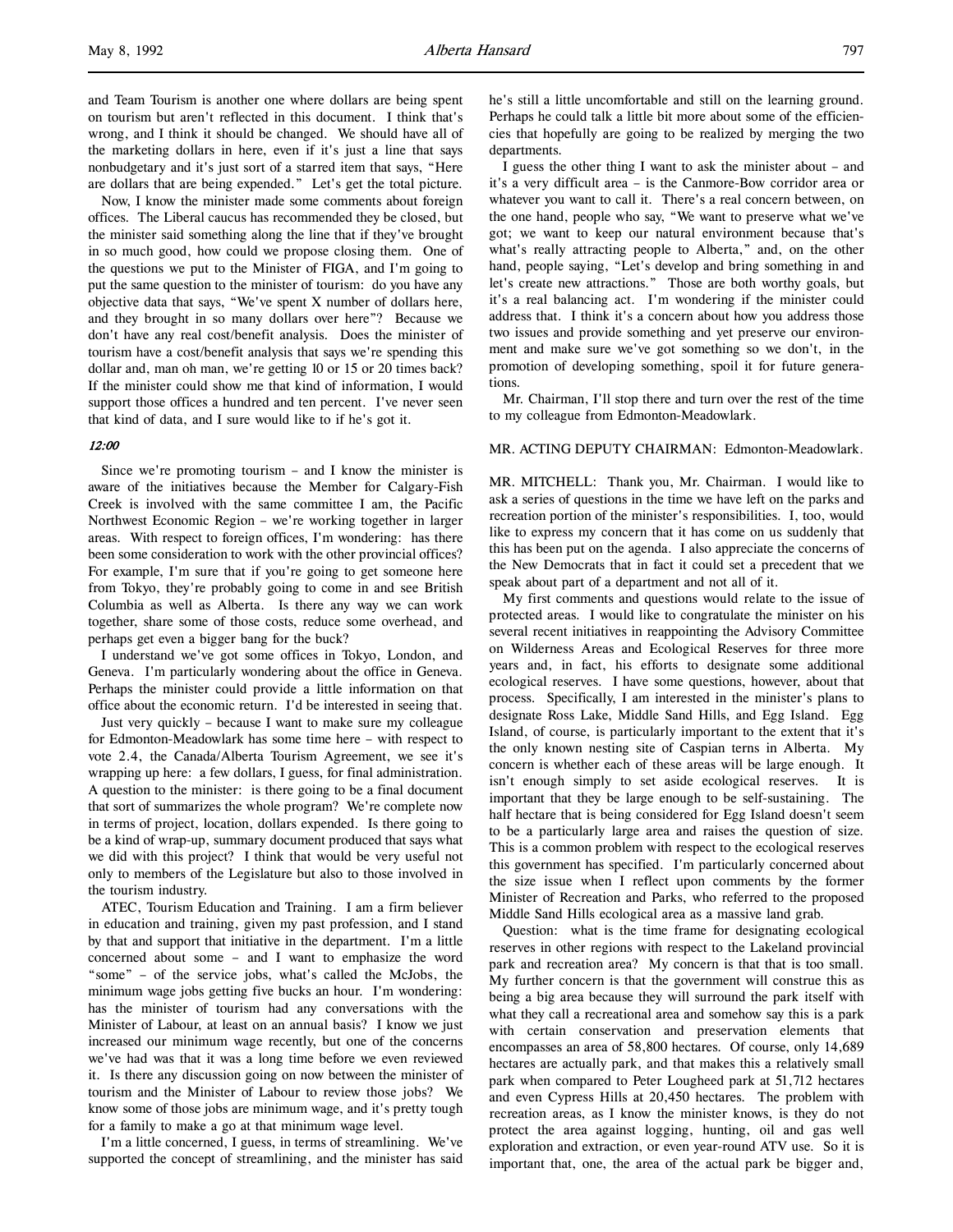and Team Tourism is another one where dollars are being spent on tourism but aren't reflected in this document. I think that's wrong, and I think it should be changed. We should have all of the marketing dollars in here, even if it's just a line that says nonbudgetary and it's just sort of a starred item that says, "Here are dollars that are being expended." Let's get the total picture.

Now, I know the minister made some comments about foreign offices. The Liberal caucus has recommended they be closed, but the minister said something along the line that if they've brought in so much good, how could we propose closing them. One of the questions we put to the Minister of FIGA, and I'm going to put the same question to the minister of tourism: do you have any objective data that says, "We've spent X number of dollars here, and they brought in so many dollars over here"? Because we don't have any real cost/benefit analysis. Does the minister of tourism have a cost/benefit analysis that says we're spending this dollar and, man oh man, we're getting 10 or 15 or 20 times back? If the minister could show me that kind of information, I would support those offices a hundred and ten percent. I've never seen that kind of data, and I sure would like to if he's got it.

*12:00*

Since we're promoting tourism – and I know the minister is aware of the initiatives because the Member for Calgary-Fish Creek is involved with the same committee I am, the Pacific Northwest Economic Region – we're working together in larger areas. With respect to foreign offices, I'm wondering: has there been some consideration to work with the other provincial offices? For example, I'm sure that if you're going to get someone here from Tokyo, they're probably going to come in and see British Columbia as well as Alberta. Is there any way we can work together, share some of those costs, reduce some overhead, and perhaps get even a bigger bang for the buck?

I understand we've got some offices in Tokyo, London, and Geneva. I'm particularly wondering about the office in Geneva. Perhaps the minister could provide a little information on that office about the economic return. I'd be interested in seeing that.

Just very quickly – because I want to make sure my colleague for Edmonton-Meadowlark has some time here – with respect to vote 2.4, the Canada/Alberta Tourism Agreement, we see it's wrapping up here: a few dollars, I guess, for final administration. A question to the minister: is there going to be a final document that sort of summarizes the whole program? We're complete now in terms of project, location, dollars expended. Is there going to be a kind of wrap-up, summary document produced that says what we did with this project? I think that would be very useful not only to members of the Legislature but also to those involved in the tourism industry.

ATEC, Tourism Education and Training. I am a firm believer in education and training, given my past profession, and I stand by that and support that initiative in the department. I'm a little concerned about some – and I want to emphasize the word "some" – of the service jobs, what's called the McJobs, the minimum wage jobs getting five bucks an hour. I'm wondering: has the minister of tourism had any conversations with the Minister of Labour, at least on an annual basis? I know we just increased our minimum wage recently, but one of the concerns we've had was that it was a long time before we even reviewed it. Is there any discussion going on now between the minister of tourism and the Minister of Labour to review those jobs? We know some of those jobs are minimum wage, and it's pretty tough for a family to make a go at that minimum wage level.

I'm a little concerned, I guess, in terms of streamlining. We've supported the concept of streamlining, and the minister has said he's still a little uncomfortable and still on the learning ground. Perhaps he could talk a little bit more about some of the efficiencies that hopefully are going to be realized by merging the two departments.

I guess the other thing I want to ask the minister about – and it's a very difficult area – is the Canmore-Bow corridor area or whatever you want to call it. There's a real concern between, on the one hand, people who say, "We want to preserve what we've got; we want to keep our natural environment because that's what's really attracting people to Alberta," and, on the other hand, people saying, "Let's develop and bring something in and let's create new attractions." Those are both worthy goals, but it's a real balancing act. I'm wondering if the minister could address that. I think it's a concern about how you address those two issues and provide something and yet preserve our environment and make sure we've got something so we don't, in the promotion of developing something, spoil it for future generations.

Mr. Chairman, I'll stop there and turn over the rest of the time to my colleague from Edmonton-Meadowlark.

MR. ACTING DEPUTY CHAIRMAN: Edmonton-Meadowlark.

MR. MITCHELL: Thank you, Mr. Chairman. I would like to ask a series of questions in the time we have left on the parks and recreation portion of the minister's responsibilities. I, too, would like to express my concern that it has come on us suddenly that this has been put on the agenda. I also appreciate the concerns of the New Democrats that in fact it could set a precedent that we speak about part of a department and not all of it.

My first comments and questions would relate to the issue of protected areas. I would like to congratulate the minister on his several recent initiatives in reappointing the Advisory Committee on Wilderness Areas and Ecological Reserves for three more years and, in fact, his efforts to designate some additional ecological reserves. I have some questions, however, about that process. Specifically, I am interested in the minister's plans to designate Ross Lake, Middle Sand Hills, and Egg Island. Egg Island, of course, is particularly important to the extent that it's the only known nesting site of Caspian terns in Alberta. My concern is whether each of these areas will be large enough. It isn't enough simply to set aside ecological reserves. It is important that they be large enough to be self-sustaining. The half hectare that is being considered for Egg Island doesn't seem to be a particularly large area and raises the question of size. This is a common problem with respect to the ecological reserves this government has specified. I'm particularly concerned about the size issue when I reflect upon comments by the former Minister of Recreation and Parks, who referred to the proposed Middle Sand Hills ecological area as a massive land grab.

Question: what is the time frame for designating ecological reserves in other regions with respect to the Lakeland provincial park and recreation area? My concern is that that is too small. My further concern is that the government will construe this as being a big area because they will surround the park itself with what they call a recreational area and somehow say this is a park with certain conservation and preservation elements that encompasses an area of 58,800 hectares. Of course, only 14,689 hectares are actually park, and that makes this a relatively small park when compared to Peter Lougheed park at 51,712 hectares and even Cypress Hills at 20,450 hectares. The problem with recreation areas, as I know the minister knows, is they do not protect the area against logging, hunting, oil and gas well exploration and extraction, or even year-round ATV use. So it is important that, one, the area of the actual park be bigger and,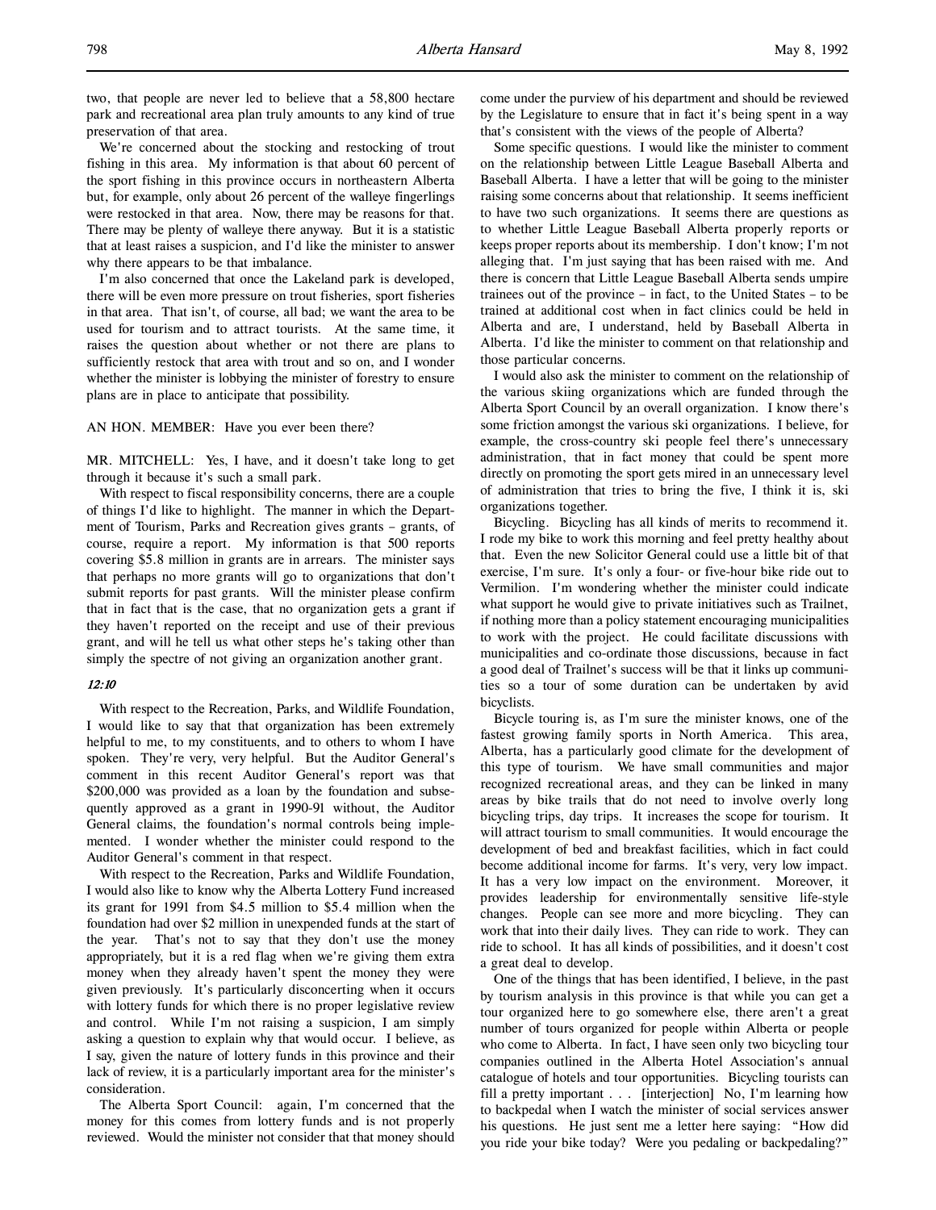two, that people are never led to believe that a 58,800 hectare park and recreational area plan truly amounts to any kind of true preservation of that area.

We're concerned about the stocking and restocking of trout fishing in this area. My information is that about 60 percent of the sport fishing in this province occurs in northeastern Alberta but, for example, only about 26 percent of the walleye fingerlings were restocked in that area. Now, there may be reasons for that. There may be plenty of walleye there anyway. But it is a statistic that at least raises a suspicion, and I'd like the minister to answer why there appears to be that imbalance.

I'm also concerned that once the Lakeland park is developed, there will be even more pressure on trout fisheries, sport fisheries in that area. That isn't, of course, all bad; we want the area to be used for tourism and to attract tourists. At the same time, it raises the question about whether or not there are plans to sufficiently restock that area with trout and so on, and I wonder whether the minister is lobbying the minister of forestry to ensure plans are in place to anticipate that possibility.

AN HON. MEMBER: Have you ever been there?

MR. MITCHELL: Yes, I have, and it doesn't take long to get through it because it's such a small park.

With respect to fiscal responsibility concerns, there are a couple of things I'd like to highlight. The manner in which the Department of Tourism, Parks and Recreation gives grants – grants, of course, require a report. My information is that 500 reports covering $5.8 million in grants are in arrears. The minister says that perhaps no more grants will go to organizations that don't submit reports for past grants. Will the minister please confirm that in fact that is the case, that no organization gets a grant if they haven't reported on the receipt and use of their previous grant, and will he tell us what other steps he's taking other than simply the spectre of not giving an organization another grant.

*12:10*

With respect to the Recreation, Parks, and Wildlife Foundation, I would like to say that that organization has been extremely helpful to me, to my constituents, and to others to whom I have spoken. They're very, very helpful. But the Auditor General's comment in this recent Auditor General's report was that $200,000 was provided as a loan by the foundation and subsequently approved as a grant in 1990-91 without, the Auditor General claims, the foundation's normal controls being implemented. I wonder whether the minister could respond to the Auditor General's comment in that respect.

With respect to the Recreation, Parks and Wildlife Foundation, I would also like to know why the Alberta Lottery Fund increased its grant for 1991 from $4.5 million to $5.4 million when the foundation had over $2 million in unexpended funds at the start of the year. That's not to say that they don't use the money appropriately, but it is a red flag when we're giving them extra money when they already haven't spent the money they were given previously. It's particularly disconcerting when it occurs with lottery funds for which there is no proper legislative review and control. While I'm not raising a suspicion, I am simply asking a question to explain why that would occur. I believe, as I say, given the nature of lottery funds in this province and their lack of review, it is a particularly important area for the minister's consideration.

The Alberta Sport Council: again, I'm concerned that the money for this comes from lottery funds and is not properly reviewed. Would the minister not consider that that money should come under the purview of his department and should be reviewed by the Legislature to ensure that in fact it's being spent in a way that's consistent with the views of the people of Alberta?

Some specific questions. I would like the minister to comment on the relationship between Little League Baseball Alberta and Baseball Alberta. I have a letter that will be going to the minister raising some concerns about that relationship. It seems inefficient to have two such organizations. It seems there are questions as to whether Little League Baseball Alberta properly reports or keeps proper reports about its membership. I don't know; I'm not alleging that. I'm just saying that has been raised with me. And there is concern that Little League Baseball Alberta sends umpire trainees out of the province – in fact, to the United States – to be trained at additional cost when in fact clinics could be held in Alberta and are, I understand, held by Baseball Alberta in Alberta. I'd like the minister to comment on that relationship and those particular concerns.

I would also ask the minister to comment on the relationship of the various skiing organizations which are funded through the Alberta Sport Council by an overall organization. I know there's some friction amongst the various ski organizations. I believe, for example, the cross-country ski people feel there's unnecessary administration, that in fact money that could be spent more directly on promoting the sport gets mired in an unnecessary level of administration that tries to bring the five, I think it is, ski organizations together.

Bicycling. Bicycling has all kinds of merits to recommend it. I rode my bike to work this morning and feel pretty healthy about that. Even the new Solicitor General could use a little bit of that exercise, I'm sure. It's only a four- or five-hour bike ride out to Vermilion. I'm wondering whether the minister could indicate what support he would give to private initiatives such as Trailnet, if nothing more than a policy statement encouraging municipalities to work with the project. He could facilitate discussions with municipalities and co-ordinate those discussions, because in fact a good deal of Trailnet's success will be that it links up communities so a tour of some duration can be undertaken by avid bicyclists.

Bicycle touring is, as I'm sure the minister knows, one of the fastest growing family sports in North America. This area, Alberta, has a particularly good climate for the development of this type of tourism. We have small communities and major recognized recreational areas, and they can be linked in many areas by bike trails that do not need to involve overly long bicycling trips, day trips. It increases the scope for tourism. It will attract tourism to small communities. It would encourage the development of bed and breakfast facilities, which in fact could become additional income for farms. It's very, very low impact. It has a very low impact on the environment. Moreover, it provides leadership for environmentally sensitive life-style changes. People can see more and more bicycling. They can work that into their daily lives. They can ride to work. They can ride to school. It has all kinds of possibilities, and it doesn't cost a great deal to develop.

One of the things that has been identified, I believe, in the past by tourism analysis in this province is that while you can get a tour organized here to go somewhere else, there aren't a great number of tours organized for people within Alberta or people who come to Alberta. In fact, I have seen only two bicycling tour companies outlined in the Alberta Hotel Association's annual catalogue of hotels and tour opportunities. Bicycling tourists can fill a pretty important . . . [interjection] No, I'm learning how to backpedal when I watch the minister of social services answer his questions. He just sent me a letter here saying: "How did you ride your bike today? Were you pedaling or backpedaling?"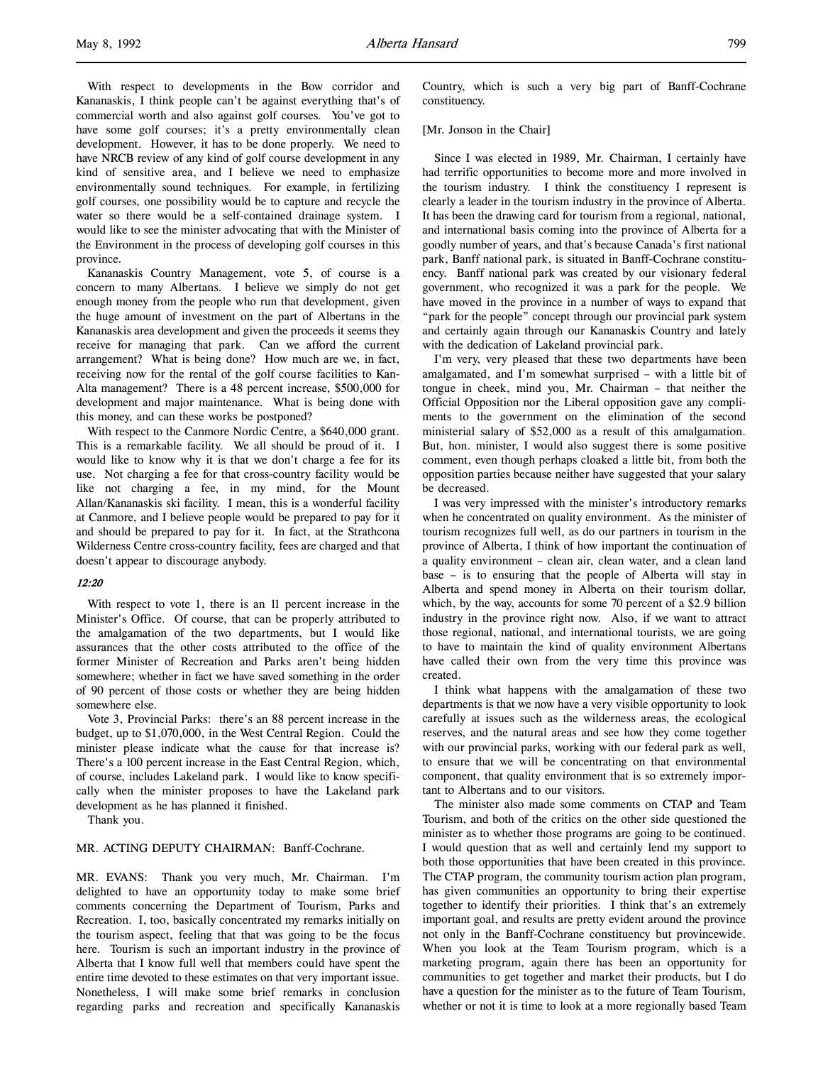With respect to developments in the Bow corridor and Kananaskis, I think people can't be against everything that's of commercial worth and also against golf courses. You've got to have some golf courses; it's a pretty environmentally clean development. However, it has to be done properly. We need to have NRCB review of any kind of golf course development in any kind of sensitive area, and I believe we need to emphasize environmentally sound techniques. For example, in fertilizing golf courses, one possibility would be to capture and recycle the water so there would be a self-contained drainage system. I would like to see the minister advocating that with the Minister of the Environment in the process of developing golf courses in this province.

Kananaskis Country Management, vote 5, of course is a concern to many Albertans. I believe we simply do not get enough money from the people who run that development, given the huge amount of investment on the part of Albertans in the Kananaskis area development and given the proceeds it seems they receive for managing that park. Can we afford the current arrangement? What is being done? How much are we, in fact, receiving now for the rental of the golf course facilities to Kan-Alta management? There is a 48 percent increase, $500,000 for development and major maintenance. What is being done with this money, and can these works be postponed?

With respect to the Canmore Nordic Centre, a $640,000 grant. This is a remarkable facility. We all should be proud of it. I would like to know why it is that we don't charge a fee for its use. Not charging a fee for that cross-country facility would be like not charging a fee, in my mind, for the Mount Allan/Kananaskis ski facility. I mean, this is a wonderful facility at Canmore, and I believe people would be prepared to pay for it and should be prepared to pay for it. In fact, at the Strathcona Wilderness Centre cross-country facility, fees are charged and that doesn't appear to discourage anybody.

*12:20*

With respect to vote 1, there is an 11 percent increase in the Minister's Office. Of course, that can be properly attributed to the amalgamation of the two departments, but I would like assurances that the other costs attributed to the office of the former Minister of Recreation and Parks aren't being hidden somewhere; whether in fact we have saved something in the order of 90 percent of those costs or whether they are being hidden somewhere else.

Vote 3, Provincial Parks: there's an 88 percent increase in the budget, up to $1,070,000, in the West Central Region. Could the minister please indicate what the cause for that increase is? There's a 100 percent increase in the East Central Region, which, of course, includes Lakeland park. I would like to know specifically when the minister proposes to have the Lakeland park development as he has planned it finished.

Thank you.

MR. ACTING DEPUTY CHAIRMAN: Banff-Cochrane.

MR. EVANS: Thank you very much, Mr. Chairman. I'm delighted to have an opportunity today to make some brief comments concerning the Department of Tourism, Parks and Recreation. I, too, basically concentrated my remarks initially on the tourism aspect, feeling that that was going to be the focus here. Tourism is such an important industry in the province of Alberta that I know full well that members could have spent the entire time devoted to these estimates on that very important issue. Nonetheless, I will make some brief remarks in conclusion regarding parks and recreation and specifically Kananaskis Country, which is such a very big part of Banff-Cochrane constituency.

[Mr. Jonson in the Chair]

Since I was elected in 1989, Mr. Chairman, I certainly have had terrific opportunities to become more and more involved in the tourism industry. I think the constituency I represent is clearly a leader in the tourism industry in the province of Alberta. It has been the drawing card for tourism from a regional, national, and international basis coming into the province of Alberta for a goodly number of years, and that's because Canada's first national park, Banff national park, is situated in Banff-Cochrane constituency. Banff national park was created by our visionary federal government, who recognized it was a park for the people. We have moved in the province in a number of ways to expand that "park for the people" concept through our provincial park system and certainly again through our Kananaskis Country and lately with the dedication of Lakeland provincial park.

I'm very, very pleased that these two departments have been amalgamated, and I'm somewhat surprised – with a little bit of tongue in cheek, mind you, Mr. Chairman – that neither the Official Opposition nor the Liberal opposition gave any compliments to the government on the elimination of the second ministerial salary of $52,000 as a result of this amalgamation. But, hon. minister, I would also suggest there is some positive comment, even though perhaps cloaked a little bit, from both the opposition parties because neither have suggested that your salary be decreased.

I was very impressed with the minister's introductory remarks when he concentrated on quality environment. As the minister of tourism recognizes full well, as do our partners in tourism in the province of Alberta, I think of how important the continuation of a quality environment – clean air, clean water, and a clean land base – is to ensuring that the people of Alberta will stay in Alberta and spend money in Alberta on their tourism dollar, which, by the way, accounts for some 70 percent of a $2.9 billion industry in the province right now. Also, if we want to attract those regional, national, and international tourists, we are going to have to maintain the kind of quality environment Albertans have called their own from the very time this province was created.

I think what happens with the amalgamation of these two departments is that we now have a very visible opportunity to look carefully at issues such as the wilderness areas, the ecological reserves, and the natural areas and see how they come together with our provincial parks, working with our federal park as well, to ensure that we will be concentrating on that environmental component, that quality environment that is so extremely important to Albertans and to our visitors.

The minister also made some comments on CTAP and Team Tourism, and both of the critics on the other side questioned the minister as to whether those programs are going to be continued. I would question that as well and certainly lend my support to both those opportunities that have been created in this province. The CTAP program, the community tourism action plan program, has given communities an opportunity to bring their expertise together to identify their priorities. I think that's an extremely important goal, and results are pretty evident around the province not only in the Banff-Cochrane constituency but provincewide. When you look at the Team Tourism program, which is a marketing program, again there has been an opportunity for communities to get together and market their products, but I do have a question for the minister as to the future of Team Tourism, whether or not it is time to look at a more regionally based Team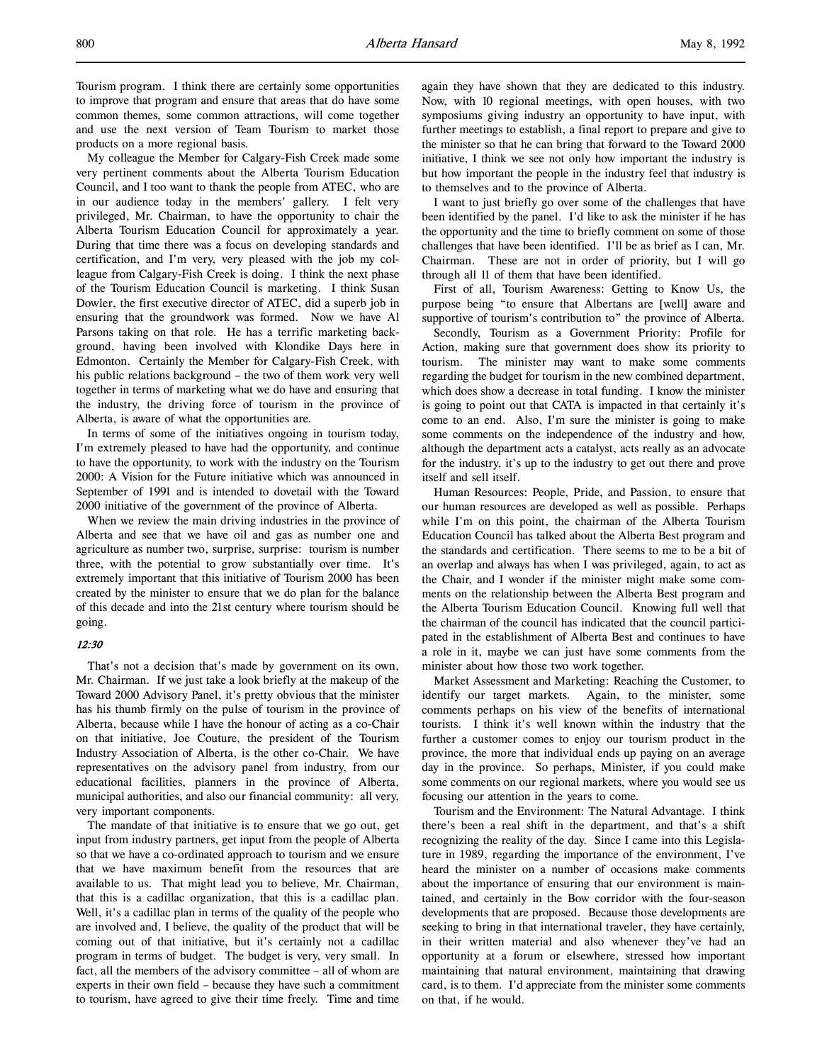Tourism program. I think there are certainly some opportunities to improve that program and ensure that areas that do have some common themes, some common attractions, will come together and use the next version of Team Tourism to market those products on a more regional basis.

My colleague the Member for Calgary-Fish Creek made some very pertinent comments about the Alberta Tourism Education Council, and I too want to thank the people from ATEC, who are in our audience today in the members' gallery. I felt very privileged, Mr. Chairman, to have the opportunity to chair the Alberta Tourism Education Council for approximately a year. During that time there was a focus on developing standards and certification, and I'm very, very pleased with the job my colleague from Calgary-Fish Creek is doing. I think the next phase of the Tourism Education Council is marketing. I think Susan Dowler, the first executive director of ATEC, did a superb job in ensuring that the groundwork was formed. Now we have Al Parsons taking on that role. He has a terrific marketing background, having been involved with Klondike Days here in Edmonton. Certainly the Member for Calgary-Fish Creek, with his public relations background – the two of them work very well together in terms of marketing what we do have and ensuring that the industry, the driving force of tourism in the province of Alberta, is aware of what the opportunities are.

In terms of some of the initiatives ongoing in tourism today, I'm extremely pleased to have had the opportunity, and continue to have the opportunity, to work with the industry on the Tourism 2000: A Vision for the Future initiative which was announced in September of 1991 and is intended to dovetail with the Toward 2000 initiative of the government of the province of Alberta.

When we review the main driving industries in the province of Alberta and see that we have oil and gas as number one and agriculture as number two, surprise, surprise: tourism is number three, with the potential to grow substantially over time. It's extremely important that this initiative of Tourism 2000 has been created by the minister to ensure that we do plan for the balance of this decade and into the 21st century where tourism should be going.

*12:30*

That's not a decision that's made by government on its own, Mr. Chairman. If we just take a look briefly at the makeup of the Toward 2000 Advisory Panel, it's pretty obvious that the minister has his thumb firmly on the pulse of tourism in the province of Alberta, because while I have the honour of acting as a co-Chair on that initiative, Joe Couture, the president of the Tourism Industry Association of Alberta, is the other co-Chair. We have representatives on the advisory panel from industry, from our educational facilities, planners in the province of Alberta, municipal authorities, and also our financial community: all very, very important components.

The mandate of that initiative is to ensure that we go out, get input from industry partners, get input from the people of Alberta so that we have a co-ordinated approach to tourism and we ensure that we have maximum benefit from the resources that are available to us. That might lead you to believe, Mr. Chairman, that this is a cadillac organization, that this is a cadillac plan. Well, it's a cadillac plan in terms of the quality of the people who are involved and, I believe, the quality of the product that will be coming out of that initiative, but it's certainly not a cadillac program in terms of budget. The budget is very, very small. In fact, all the members of the advisory committee – all of whom are experts in their own field – because they have such a commitment to tourism, have agreed to give their time freely. Time and time again they have shown that they are dedicated to this industry. Now, with 10 regional meetings, with open houses, with two symposiums giving industry an opportunity to have input, with further meetings to establish, a final report to prepare and give to the minister so that he can bring that forward to the Toward 2000 initiative, I think we see not only how important the industry is but how important the people in the industry feel that industry is to themselves and to the province of Alberta.

I want to just briefly go over some of the challenges that have been identified by the panel. I'd like to ask the minister if he has the opportunity and the time to briefly comment on some of those challenges that have been identified. I'll be as brief as I can, Mr. Chairman. These are not in order of priority, but I will go through all 11 of them that have been identified.

First of all, Tourism Awareness: Getting to Know Us, the purpose being "to ensure that Albertans are [well] aware and supportive of tourism's contribution to" the province of Alberta.

Secondly, Tourism as a Government Priority: Profile for Action, making sure that government does show its priority to tourism. The minister may want to make some comments regarding the budget for tourism in the new combined department, which does show a decrease in total funding. I know the minister is going to point out that CATA is impacted in that certainly it's come to an end. Also, I'm sure the minister is going to make some comments on the independence of the industry and how, although the department acts a catalyst, acts really as an advocate for the industry, it's up to the industry to get out there and prove itself and sell itself.

Human Resources: People, Pride, and Passion, to ensure that our human resources are developed as well as possible. Perhaps while I'm on this point, the chairman of the Alberta Tourism Education Council has talked about the Alberta Best program and the standards and certification. There seems to me to be a bit of an overlap and always has when I was privileged, again, to act as the Chair, and I wonder if the minister might make some comments on the relationship between the Alberta Best program and the Alberta Tourism Education Council. Knowing full well that the chairman of the council has indicated that the council participated in the establishment of Alberta Best and continues to have a role in it, maybe we can just have some comments from the minister about how those two work together.

Market Assessment and Marketing: Reaching the Customer, to identify our target markets. Again, to the minister, some comments perhaps on his view of the benefits of international tourists. I think it's well known within the industry that the further a customer comes to enjoy our tourism product in the province, the more that individual ends up paying on an average day in the province. So perhaps, Minister, if you could make some comments on our regional markets, where you would see us focusing our attention in the years to come.

Tourism and the Environment: The Natural Advantage. I think there's been a real shift in the department, and that's a shift recognizing the reality of the day. Since I came into this Legislature in 1989, regarding the importance of the environment, I've heard the minister on a number of occasions make comments about the importance of ensuring that our environment is maintained, and certainly in the Bow corridor with the four-season developments that are proposed. Because those developments are seeking to bring in that international traveler, they have certainly, in their written material and also whenever they've had an opportunity at a forum or elsewhere, stressed how important maintaining that natural environment, maintaining that drawing card, is to them. I'd appreciate from the minister some comments on that, if he would.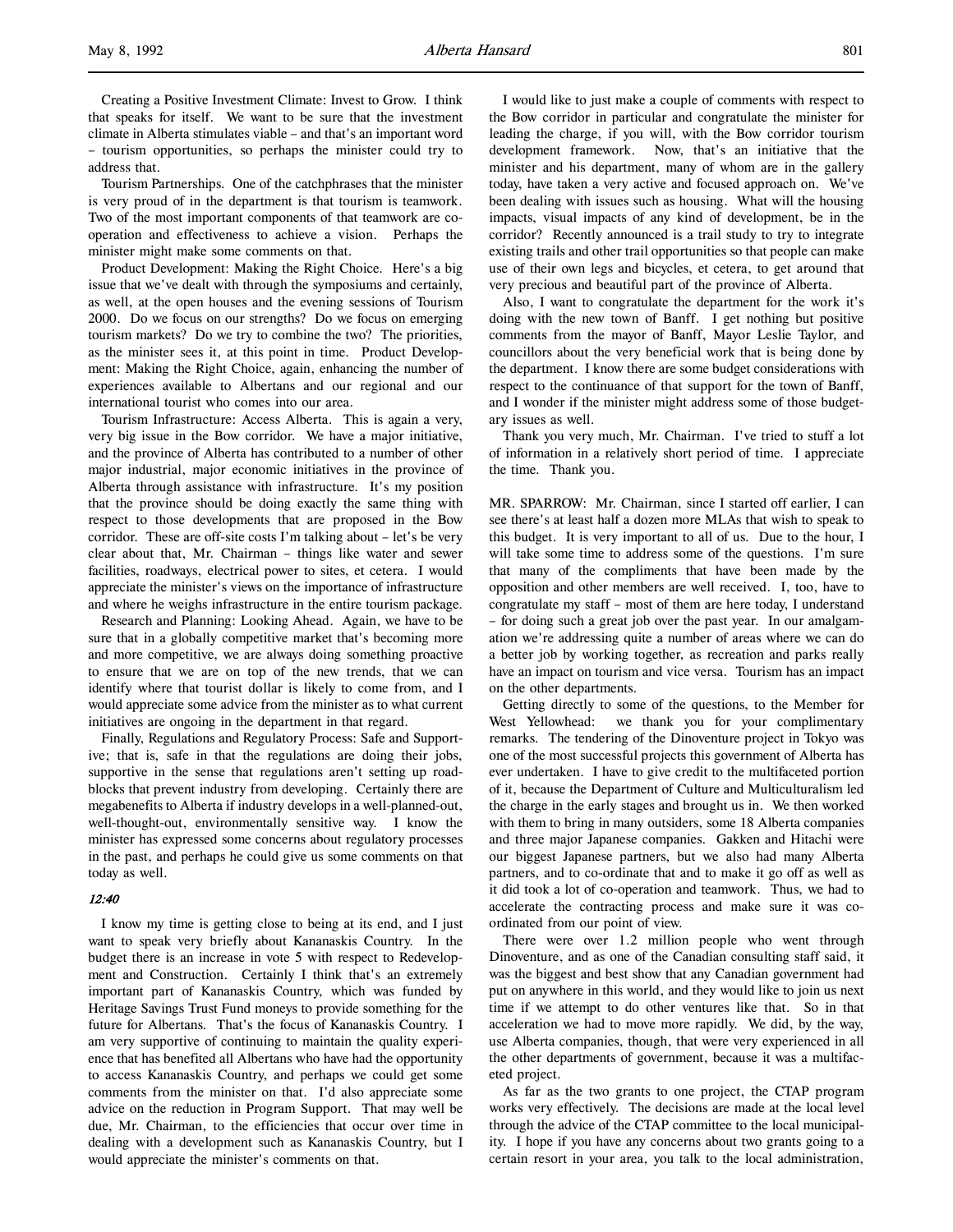Creating a Positive Investment Climate: Invest to Grow. I think that speaks for itself. We want to be sure that the investment climate in Alberta stimulates viable – and that's an important word – tourism opportunities, so perhaps the minister could try to address that.

Tourism Partnerships. One of the catchphrases that the minister is very proud of in the department is that tourism is teamwork. Two of the most important components of that teamwork are co-operation and effectiveness to achieve a vision. Perhaps the minister might make some comments on that.

Product Development: Making the Right Choice. Here's a big issue that we've dealt with through the symposiums and certainly, as well, at the open houses and the evening sessions of Tourism 2000. Do we focus on our strengths? Do we focus on emerging tourism markets? Do we try to combine the two? The priorities, as the minister sees it, at this point in time. Product Development: Making the Right Choice, again, enhancing the number of experiences available to Albertans and our regional and our international tourist who comes into our area.

Tourism Infrastructure: Access Alberta. This is again a very, very big issue in the Bow corridor. We have a major initiative, and the province of Alberta has contributed to a number of other major industrial, major economic initiatives in the province of Alberta through assistance with infrastructure. It's my position that the province should be doing exactly the same thing with respect to those developments that are proposed in the Bow corridor. These are off-site costs I'm talking about – let's be very clear about that, Mr. Chairman – things like water and sewer facilities, roadways, electrical power to sites, et cetera. I would appreciate the minister's views on the importance of infrastructure and where he weighs infrastructure in the entire tourism package.

Research and Planning: Looking Ahead. Again, we have to be sure that in a globally competitive market that's becoming more and more competitive, we are always doing something proactive to ensure that we are on top of the new trends, that we can identify where that tourist dollar is likely to come from, and I would appreciate some advice from the minister as to what current initiatives are ongoing in the department in that regard.

Finally, Regulations and Regulatory Process: Safe and Supportive; that is, safe in that the regulations are doing their jobs, supportive in the sense that regulations aren't setting up roadblocks that prevent industry from developing. Certainly there are megabenefits to Alberta if industry develops in a well-planned-out, well-thought-out, environmentally sensitive way. I know the minister has expressed some concerns about regulatory processes in the past, and perhaps he could give us some comments on that today as well.

*12:40*

I know my time is getting close to being at its end, and I just want to speak very briefly about Kananaskis Country. In the budget there is an increase in vote 5 with respect to Redevelopment and Construction. Certainly I think that's an extremely important part of Kananaskis Country, which was funded by Heritage Savings Trust Fund moneys to provide something for the future for Albertans. That's the focus of Kananaskis Country. I am very supportive of continuing to maintain the quality experience that has benefited all Albertans who have had the opportunity to access Kananaskis Country, and perhaps we could get some comments from the minister on that. I'd also appreciate some advice on the reduction in Program Support. That may well be due, Mr. Chairman, to the efficiencies that occur over time in dealing with a development such as Kananaskis Country, but I would appreciate the minister's comments on that.

I would like to just make a couple of comments with respect to the Bow corridor in particular and congratulate the minister for leading the charge, if you will, with the Bow corridor tourism development framework. Now, that's an initiative that the minister and his department, many of whom are in the gallery today, have taken a very active and focused approach on. We've been dealing with issues such as housing. What will the housing impacts, visual impacts of any kind of development, be in the corridor? Recently announced is a trail study to try to integrate existing trails and other trail opportunities so that people can make use of their own legs and bicycles, et cetera, to get around that very precious and beautiful part of the province of Alberta.

Also, I want to congratulate the department for the work it's doing with the new town of Banff. I get nothing but positive comments from the mayor of Banff, Mayor Leslie Taylor, and councillors about the very beneficial work that is being done by the department. I know there are some budget considerations with respect to the continuance of that support for the town of Banff, and I wonder if the minister might address some of those budgetary issues as well.

Thank you very much, Mr. Chairman. I've tried to stuff a lot of information in a relatively short period of time. I appreciate the time. Thank you.

MR. SPARROW: Mr. Chairman, since I started off earlier, I can see there's at least half a dozen more MLAs that wish to speak to this budget. It is very important to all of us. Due to the hour, I will take some time to address some of the questions. I'm sure that many of the compliments that have been made by the opposition and other members are well received. I, too, have to congratulate my staff – most of them are here today, I understand – for doing such a great job over the past year. In our amalgamation we're addressing quite a number of areas where we can do a better job by working together, as recreation and parks really have an impact on tourism and vice versa. Tourism has an impact on the other departments.

Getting directly to some of the questions, to the Member for West Yellowhead: we thank you for your complimentary remarks. The tendering of the Dinoventure project in Tokyo was one of the most successful projects this government of Alberta has ever undertaken. I have to give credit to the multifaceted portion of it, because the Department of Culture and Multiculturalism led the charge in the early stages and brought us in. We then worked with them to bring in many outsiders, some 18 Alberta companies and three major Japanese companies. Gakken and Hitachi were our biggest Japanese partners, but we also had many Alberta partners, and to co-ordinate that and to make it go off as well as it did took a lot of co-operation and teamwork. Thus, we had to accelerate the contracting process and make sure it was co-ordinated from our point of view.

There were over 1.2 million people who went through Dinoventure, and as one of the Canadian consulting staff said, it was the biggest and best show that any Canadian government had put on anywhere in this world, and they would like to join us next time if we attempt to do other ventures like that. So in that acceleration we had to move more rapidly. We did, by the way, use Alberta companies, though, that were very experienced in all the other departments of government, because it was a multifaceted project.

As far as the two grants to one project, the CTAP program works very effectively. The decisions are made at the local level through the advice of the CTAP committee to the local municipality. I hope if you have any concerns about two grants going to a certain resort in your area, you talk to the local administration,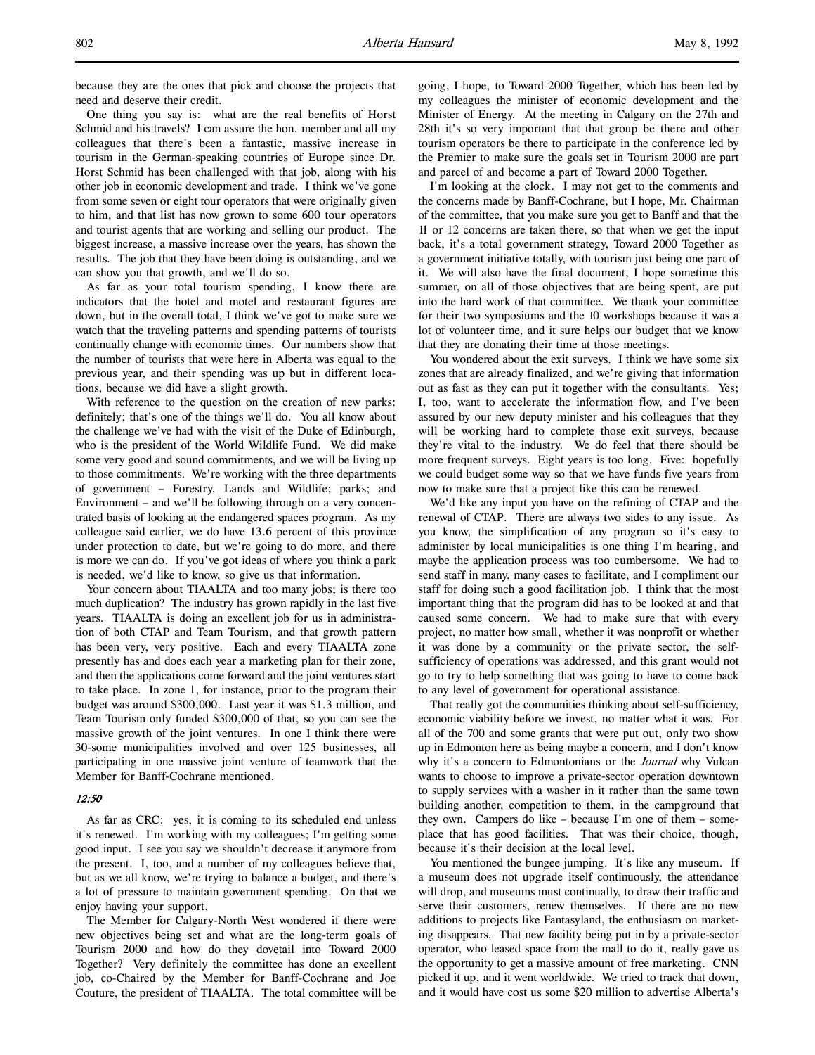because they are the ones that pick and choose the projects that need and deserve their credit.

One thing you say is: what are the real benefits of Horst Schmid and his travels? I can assure the hon. member and all my colleagues that there's been a fantastic, massive increase in tourism in the German-speaking countries of Europe since Dr. Horst Schmid has been challenged with that job, along with his other job in economic development and trade. I think we've gone from some seven or eight tour operators that were originally given to him, and that list has now grown to some 600 tour operators and tourist agents that are working and selling our product. The biggest increase, a massive increase over the years, has shown the results. The job that they have been doing is outstanding, and we can show you that growth, and we'll do so.

As far as your total tourism spending, I know there are indicators that the hotel and motel and restaurant figures are down, but in the overall total, I think we've got to make sure we watch that the traveling patterns and spending patterns of tourists continually change with economic times. Our numbers show that the number of tourists that were here in Alberta was equal to the previous year, and their spending was up but in different locations, because we did have a slight growth.

With reference to the question on the creation of new parks: definitely; that's one of the things we'll do. You all know about the challenge we've had with the visit of the Duke of Edinburgh, who is the president of the World Wildlife Fund. We did make some very good and sound commitments, and we will be living up to those commitments. We're working with the three departments of government – Forestry, Lands and Wildlife; parks; and Environment – and we'll be following through on a very concentrated basis of looking at the endangered spaces program. As my colleague said earlier, we do have 13.6 percent of this province under protection to date, but we're going to do more, and there is more we can do. If you've got ideas of where you think a park is needed, we'd like to know, so give us that information.

Your concern about TIAALTA and too many jobs; is there too much duplication? The industry has grown rapidly in the last five years. TIAALTA is doing an excellent job for us in administration of both CTAP and Team Tourism, and that growth pattern has been very, very positive. Each and every TIAALTA zone presently has and does each year a marketing plan for their zone, and then the applications come forward and the joint ventures start to take place. In zone 1, for instance, prior to the program their budget was around $300,000. Last year it was $1.3 million, and Team Tourism only funded $300,000 of that, so you can see the massive growth of the joint ventures. In one I think there were 30-some municipalities involved and over 125 businesses, all participating in one massive joint venture of teamwork that the Member for Banff-Cochrane mentioned.

*12:50*

As far as CRC: yes, it is coming to its scheduled end unless it's renewed. I'm working with my colleagues; I'm getting some good input. I see you say we shouldn't decrease it anymore from the present. I, too, and a number of my colleagues believe that, but as we all know, we're trying to balance a budget, and there's a lot of pressure to maintain government spending. On that we enjoy having your support.

The Member for Calgary-North West wondered if there were new objectives being set and what are the long-term goals of Tourism 2000 and how do they dovetail into Toward 2000 Together? Very definitely the committee has done an excellent job, co-Chaired by the Member for Banff-Cochrane and Joe Couture, the president of TIAALTA. The total committee will be going, I hope, to Toward 2000 Together, which has been led by my colleagues the minister of economic development and the Minister of Energy. At the meeting in Calgary on the 27th and 28th it's so very important that that group be there and other tourism operators be there to participate in the conference led by the Premier to make sure the goals set in Tourism 2000 are part and parcel of and become a part of Toward 2000 Together.

I'm looking at the clock. I may not get to the comments and the concerns made by Banff-Cochrane, but I hope, Mr. Chairman of the committee, that you make sure you get to Banff and that the 11 or 12 concerns are taken there, so that when we get the input back, it's a total government strategy, Toward 2000 Together as a government initiative totally, with tourism just being one part of it. We will also have the final document, I hope sometime this summer, on all of those objectives that are being spent, are put into the hard work of that committee. We thank your committee for their two symposiums and the 10 workshops because it was a lot of volunteer time, and it sure helps our budget that we know that they are donating their time at those meetings.

You wondered about the exit surveys. I think we have some six zones that are already finalized, and we're giving that information out as fast as they can put it together with the consultants. Yes; I, too, want to accelerate the information flow, and I've been assured by our new deputy minister and his colleagues that they will be working hard to complete those exit surveys, because they're vital to the industry. We do feel that there should be more frequent surveys. Eight years is too long. Five: hopefully we could budget some way so that we have funds five years from now to make sure that a project like this can be renewed.

We'd like any input you have on the refining of CTAP and the renewal of CTAP. There are always two sides to any issue. As you know, the simplification of any program so it's easy to administer by local municipalities is one thing I'm hearing, and maybe the application process was too cumbersome. We had to send staff in many, many cases to facilitate, and I compliment our staff for doing such a good facilitation job. I think that the most important thing that the program did has to be looked at and that caused some concern. We had to make sure that with every project, no matter how small, whether it was nonprofit or whether it was done by a community or the private sector, the self-sufficiency of operations was addressed, and this grant would not go to try to help something that was going to have to come back to any level of government for operational assistance.

That really got the communities thinking about self-sufficiency, economic viability before we invest, no matter what it was. For all of the 700 and some grants that were put out, only two show up in Edmonton here as being maybe a concern, and I don't know why it's a concern to Edmontonians or the *Journal* why Vulcan wants to choose to improve a private-sector operation downtown to supply services with a washer in it rather than the same town building another, competition to them, in the campground that they own. Campers do like – because I'm one of them – someplace that has good facilities. That was their choice, though, because it's their decision at the local level.

You mentioned the bungee jumping. It's like any museum. If a museum does not upgrade itself continuously, the attendance will drop, and museums must continually, to draw their traffic and serve their customers, renew themselves. If there are no new additions to projects like Fantasyland, the enthusiasm on marketing disappears. That new facility being put in by a private-sector operator, who leased space from the mall to do it, really gave us the opportunity to get a massive amount of free marketing. CNN picked it up, and it went worldwide. We tried to track that down, and it would have cost us some $20 million to advertise Alberta's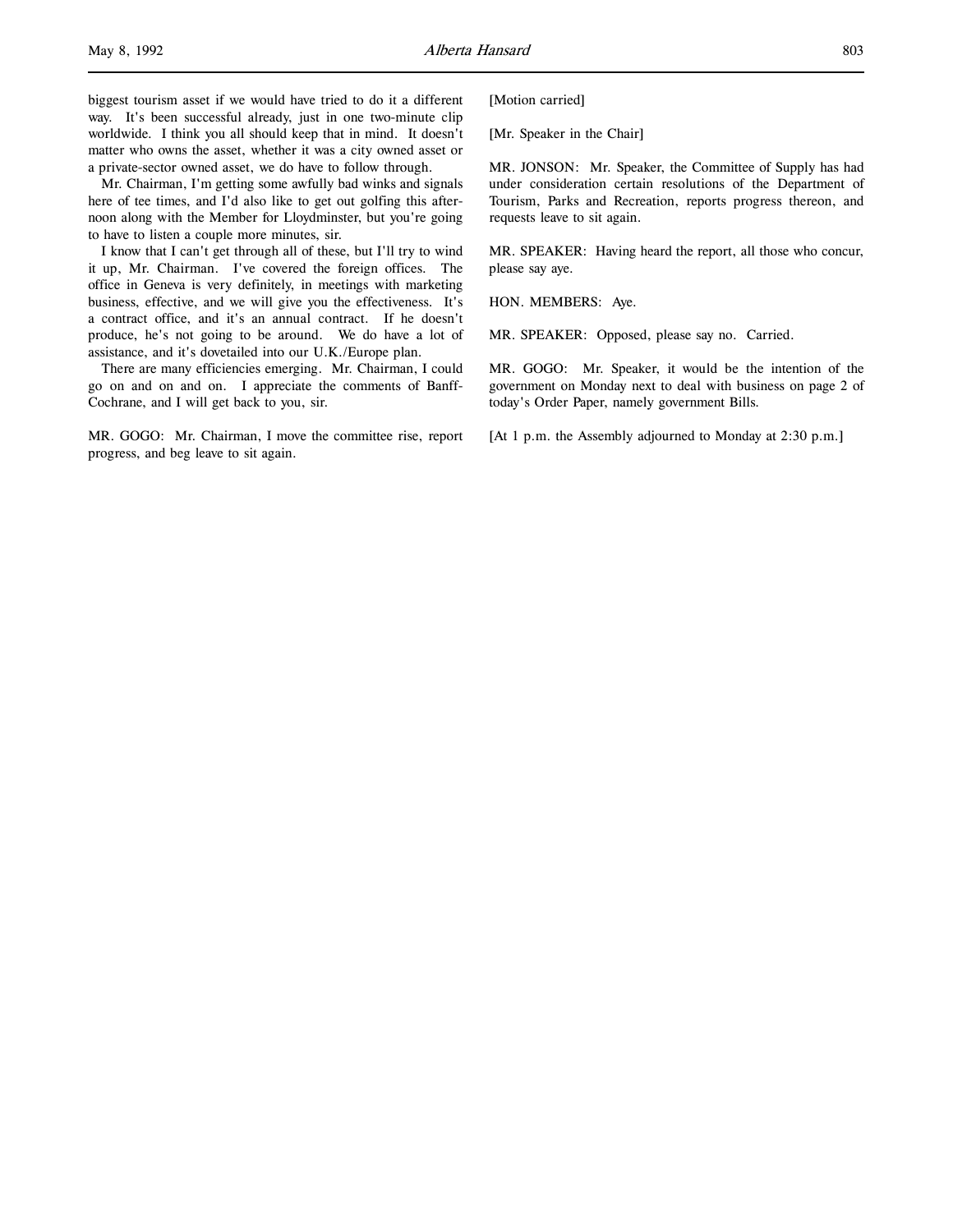biggest tourism asset if we would have tried to do it a different way. It's been successful already, just in one two-minute clip worldwide. I think you all should keep that in mind. It doesn't matter who owns the asset, whether it was a city owned asset or a private-sector owned asset, we do have to follow through.

Mr. Chairman, I'm getting some awfully bad winks and signals here of tee times, and I'd also like to get out golfing this afternoon along with the Member for Lloydminster, but you're going to have to listen a couple more minutes, sir.

I know that I can't get through all of these, but I'll try to wind it up, Mr. Chairman. I've covered the foreign offices. The office in Geneva is very definitely, in meetings with marketing business, effective, and we will give you the effectiveness. It's a contract office, and it's an annual contract. If he doesn't produce, he's not going to be around. We do have a lot of assistance, and it's dovetailed into our U.K./Europe plan.

There are many efficiencies emerging. Mr. Chairman, I could go on and on and on. I appreciate the comments of Banff-Cochrane, and I will get back to you, sir.

MR. GOGO: Mr. Chairman, I move the committee rise, report progress, and beg leave to sit again.

[Motion carried]

[Mr. Speaker in the Chair]

MR. JONSON: Mr. Speaker, the Committee of Supply has had under consideration certain resolutions of the Department of Tourism, Parks and Recreation, reports progress thereon, and requests leave to sit again.

MR. SPEAKER: Having heard the report, all those who concur, please say aye.

HON. MEMBERS: Aye.

MR. SPEAKER: Opposed, please say no. Carried.

MR. GOGO: Mr. Speaker, it would be the intention of the government on Monday next to deal with business on page 2 of today's Order Paper, namely government Bills.

[At 1 p.m. the Assembly adjourned to Monday at 2:30 p.m.]